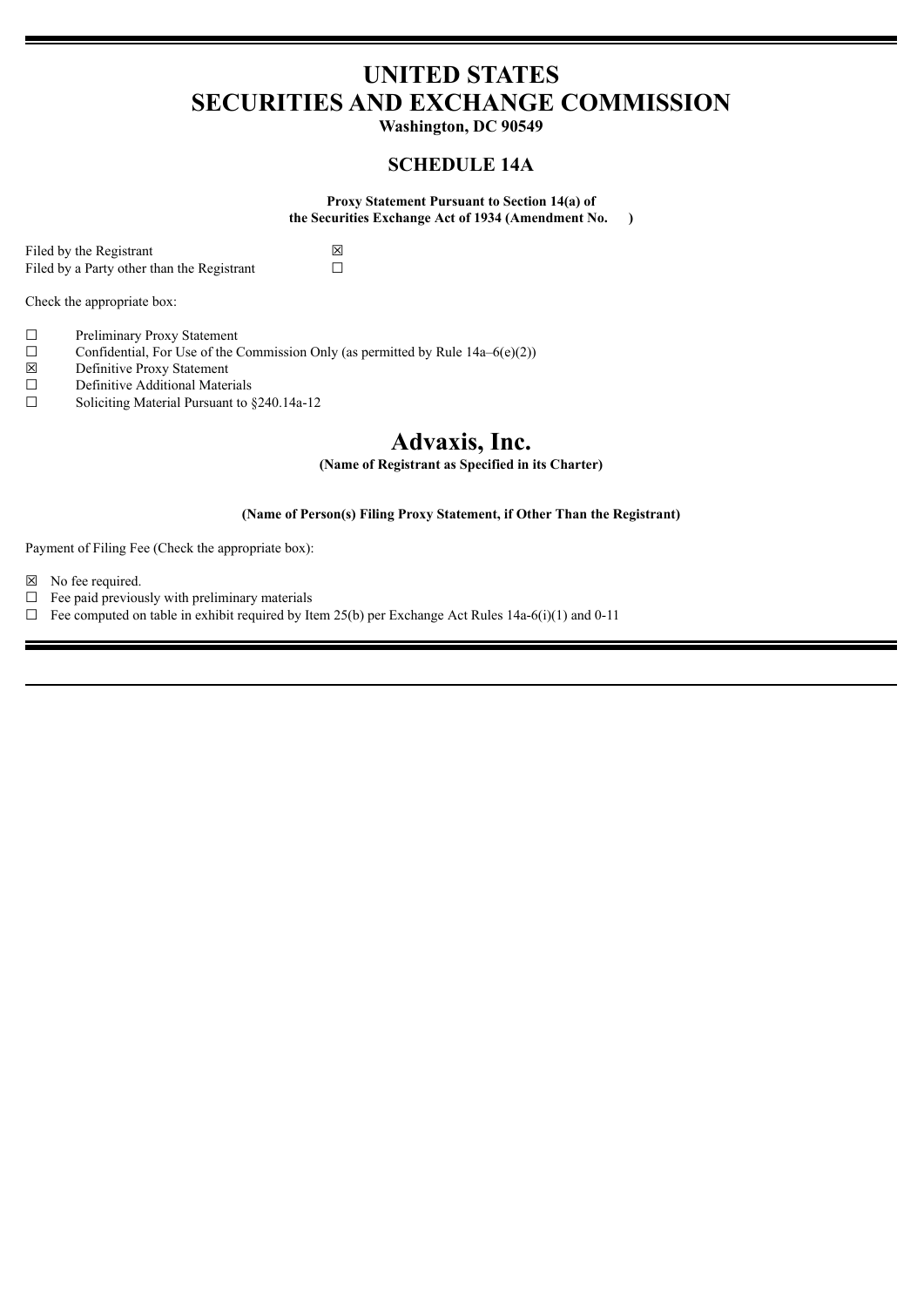# UNITED STATES
# SECURITIES AND EXCHANGE COMMISSION

**Washington, DC 90549**

## SCHEDULE 14A

**Proxy Statement Pursuant to Section 14(a) of the Securities Exchange Act of 1934 (Amendment No. )**

Filed by the Registrant ☒
Filed by a Party other than the Registrant ☐

Check the appropriate box:

☐ Preliminary Proxy Statement
☐ Confidential, For Use of the Commission Only (as permitted by Rule 14a–6(e)(2))
☒ Definitive Proxy Statement
☐ Definitive Additional Materials
☐ Soliciting Material Pursuant to §240.14a-12

# Advaxis, Inc.

**(Name of Registrant as Specified in its Charter)**

**(Name of Person(s) Filing Proxy Statement, if Other Than the Registrant)**

Payment of Filing Fee (Check the appropriate box):

☒ No fee required.
☐ Fee paid previously with preliminary materials
☐ Fee computed on table in exhibit required by Item 25(b) per Exchange Act Rules 14a-6(i)(1) and 0-11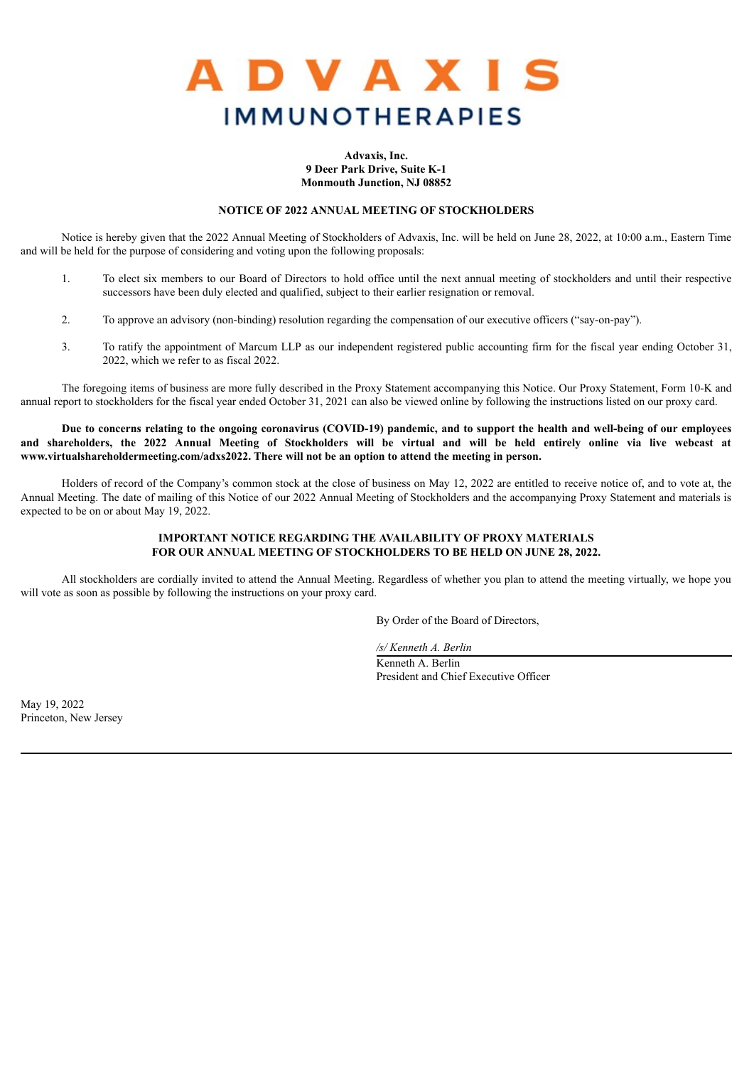# ADVAXIS
## IMMUNOTHERAPIES

**Advaxis, Inc.**
**9 Deer Park Drive, Suite K-1**
**Monmouth Junction, NJ 08852**

**NOTICE OF 2022 ANNUAL MEETING OF STOCKHOLDERS**

Notice is hereby given that the 2022 Annual Meeting of Stockholders of Advaxis, Inc. will be held on June 28, 2022, at 10:00 a.m., Eastern Time and will be held for the purpose of considering and voting upon the following proposals:

1. To elect six members to our Board of Directors to hold office until the next annual meeting of stockholders and until their respective successors have been duly elected and qualified, subject to their earlier resignation or removal.

2. To approve an advisory (non-binding) resolution regarding the compensation of our executive officers ("say-on-pay").

3. To ratify the appointment of Marcum LLP as our independent registered public accounting firm for the fiscal year ending October 31, 2022, which we refer to as fiscal 2022.

The foregoing items of business are more fully described in the Proxy Statement accompanying this Notice. Our Proxy Statement, Form 10-K and annual report to stockholders for the fiscal year ended October 31, 2021 can also be viewed online by following the instructions listed on our proxy card.

**Due to concerns relating to the ongoing coronavirus (COVID-19) pandemic, and to support the health and well-being of our employees and shareholders, the 2022 Annual Meeting of Stockholders will be virtual and will be held entirely online via live webcast at www.virtualshareholdermeeting.com/adxs2022. There will not be an option to attend the meeting in person.**

Holders of record of the Company's common stock at the close of business on May 12, 2022 are entitled to receive notice of, and to vote at, the Annual Meeting. The date of mailing of this Notice of our 2022 Annual Meeting of Stockholders and the accompanying Proxy Statement and materials is expected to be on or about May 19, 2022.

**IMPORTANT NOTICE REGARDING THE AVAILABILITY OF PROXY MATERIALS FOR OUR ANNUAL MEETING OF STOCKHOLDERS TO BE HELD ON JUNE 28, 2022.**

All stockholders are cordially invited to attend the Annual Meeting. Regardless of whether you plan to attend the meeting virtually, we hope you will vote as soon as possible by following the instructions on your proxy card.

By Order of the Board of Directors,

*/s/ Kenneth A. Berlin*
Kenneth A. Berlin
President and Chief Executive Officer

May 19, 2022
Princeton, New Jersey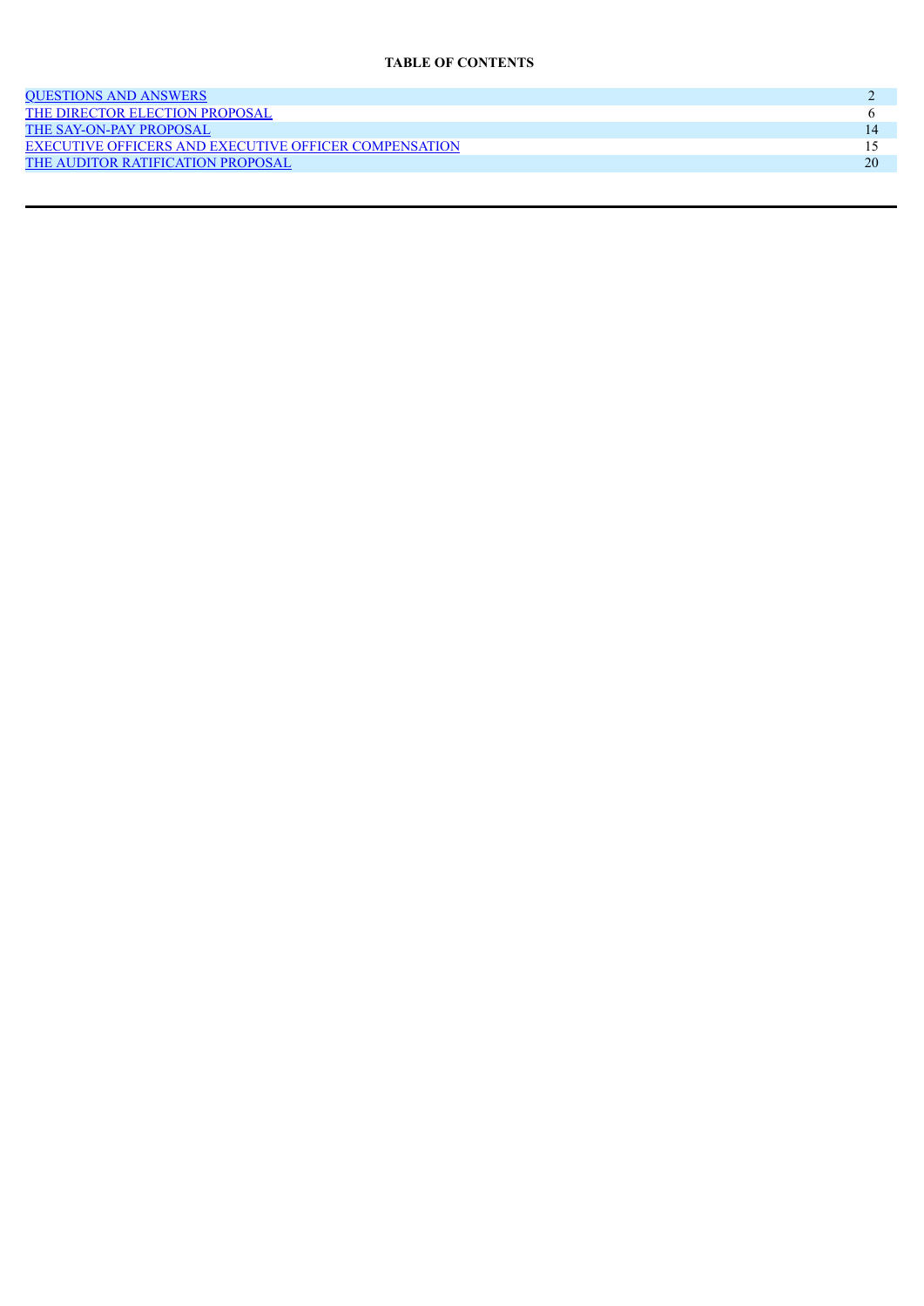**TABLE OF CONTENTS**

| | |
|---|---|
| QUESTIONS AND ANSWERS | 2 |
| THE DIRECTOR ELECTION PROPOSAL | 6 |
| THE SAY-ON-PAY PROPOSAL | 14 |
| EXECUTIVE OFFICERS AND EXECUTIVE OFFICER COMPENSATION | 15 |
| THE AUDITOR RATIFICATION PROPOSAL | 20 |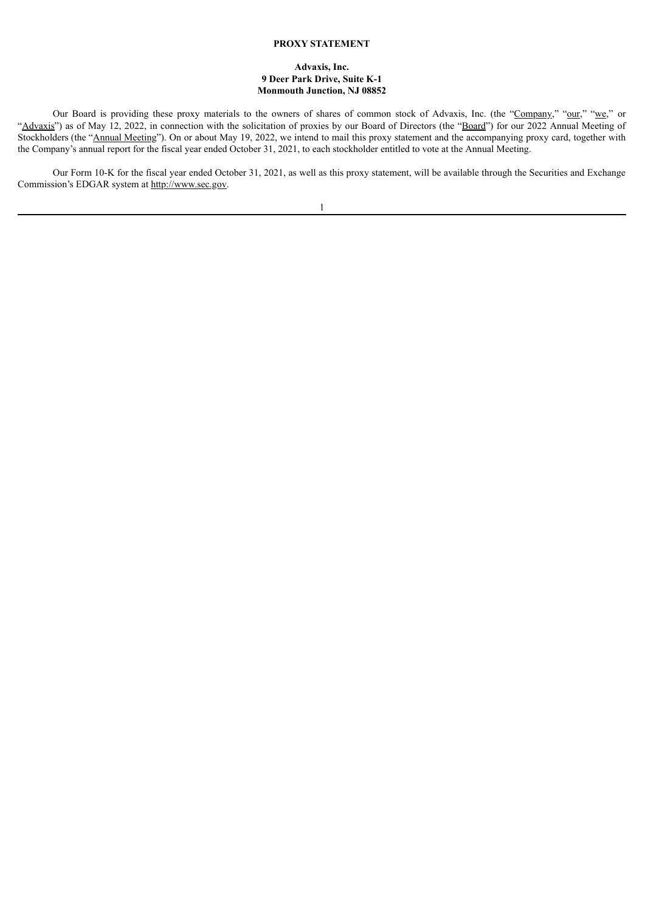**PROXY STATEMENT**

**Advaxis, Inc.**
**9 Deer Park Drive, Suite K-1**
**Monmouth Junction, NJ 08852**

Our Board is providing these proxy materials to the owners of shares of common stock of Advaxis, Inc. (the "Company," "our," "we," or "Advaxis") as of May 12, 2022, in connection with the solicitation of proxies by our Board of Directors (the "Board") for our 2022 Annual Meeting of Stockholders (the "Annual Meeting"). On or about May 19, 2022, we intend to mail this proxy statement and the accompanying proxy card, together with the Company's annual report for the fiscal year ended October 31, 2021, to each stockholder entitled to vote at the Annual Meeting.

Our Form 10-K for the fiscal year ended October 31, 2021, as well as this proxy statement, will be available through the Securities and Exchange Commission's EDGAR system at http://www.sec.gov.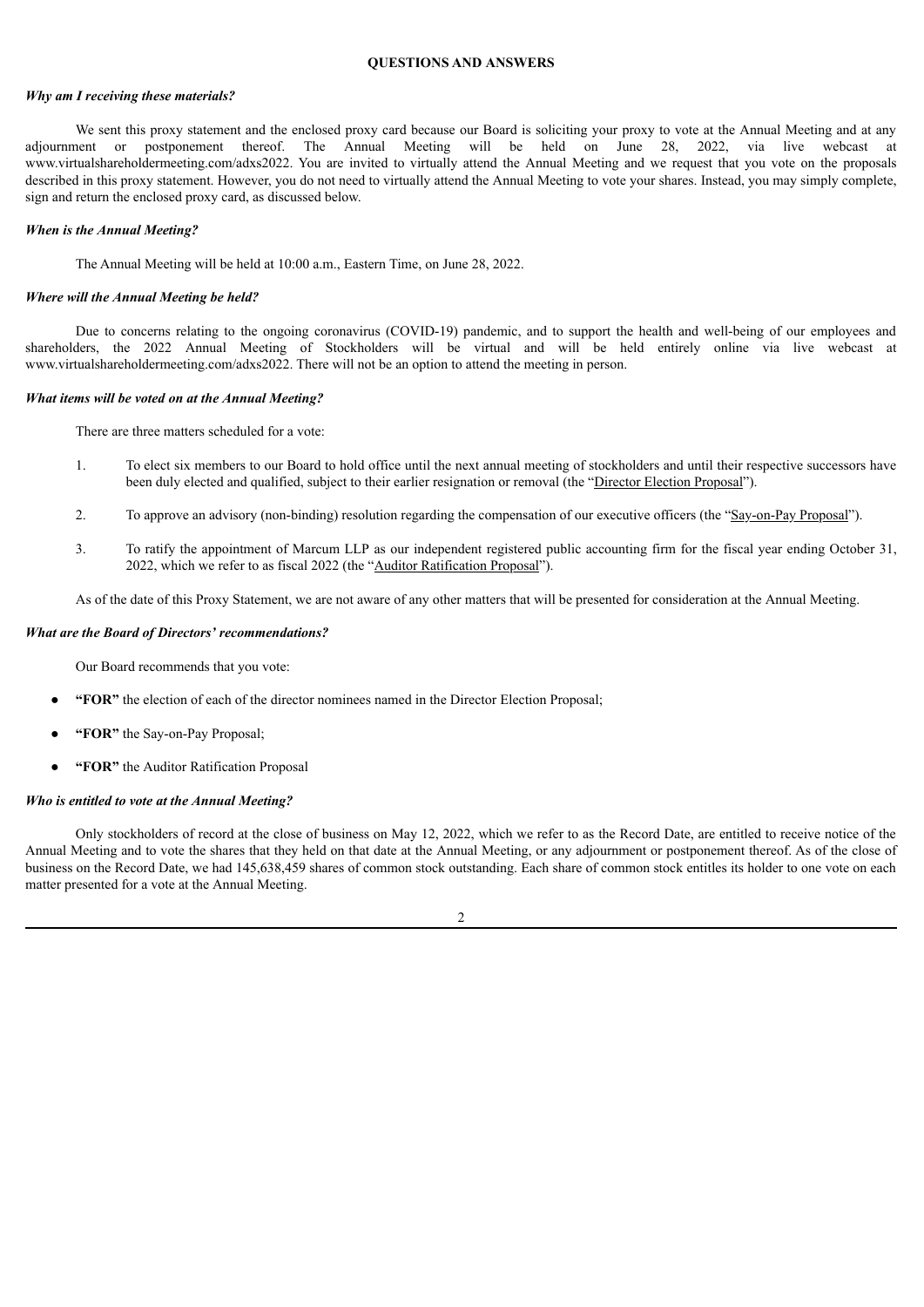## QUESTIONS AND ANSWERS

***Why am I receiving these materials?***

We sent this proxy statement and the enclosed proxy card because our Board is soliciting your proxy to vote at the Annual Meeting and at any adjournment or postponement thereof. The Annual Meeting will be held on June 28, 2022, via live webcast at www.virtualshareholdermeeting.com/adxs2022. You are invited to virtually attend the Annual Meeting and we request that you vote on the proposals described in this proxy statement. However, you do not need to virtually attend the Annual Meeting to vote your shares. Instead, you may simply complete, sign and return the enclosed proxy card, as discussed below.

***When is the Annual Meeting?***

The Annual Meeting will be held at 10:00 a.m., Eastern Time, on June 28, 2022.

***Where will the Annual Meeting be held?***

Due to concerns relating to the ongoing coronavirus (COVID-19) pandemic, and to support the health and well-being of our employees and shareholders, the 2022 Annual Meeting of Stockholders will be virtual and will be held entirely online via live webcast at www.virtualshareholdermeeting.com/adxs2022. There will not be an option to attend the meeting in person.

***What items will be voted on at the Annual Meeting?***

There are three matters scheduled for a vote:

1. To elect six members to our Board to hold office until the next annual meeting of stockholders and until their respective successors have been duly elected and qualified, subject to their earlier resignation or removal (the "Director Election Proposal").

2. To approve an advisory (non-binding) resolution regarding the compensation of our executive officers (the "Say-on-Pay Proposal").

3. To ratify the appointment of Marcum LLP as our independent registered public accounting firm for the fiscal year ending October 31, 2022, which we refer to as fiscal 2022 (the "Auditor Ratification Proposal").

As of the date of this Proxy Statement, we are not aware of any other matters that will be presented for consideration at the Annual Meeting.

***What are the Board of Directors' recommendations?***

Our Board recommends that you vote:

- **"FOR"** the election of each of the director nominees named in the Director Election Proposal;
- **"FOR"** the Say-on-Pay Proposal;
- **"FOR"** the Auditor Ratification Proposal

***Who is entitled to vote at the Annual Meeting?***

Only stockholders of record at the close of business on May 12, 2022, which we refer to as the Record Date, are entitled to receive notice of the Annual Meeting and to vote the shares that they held on that date at the Annual Meeting, or any adjournment or postponement thereof. As of the close of business on the Record Date, we had 145,638,459 shares of common stock outstanding. Each share of common stock entitles its holder to one vote on each matter presented for a vote at the Annual Meeting.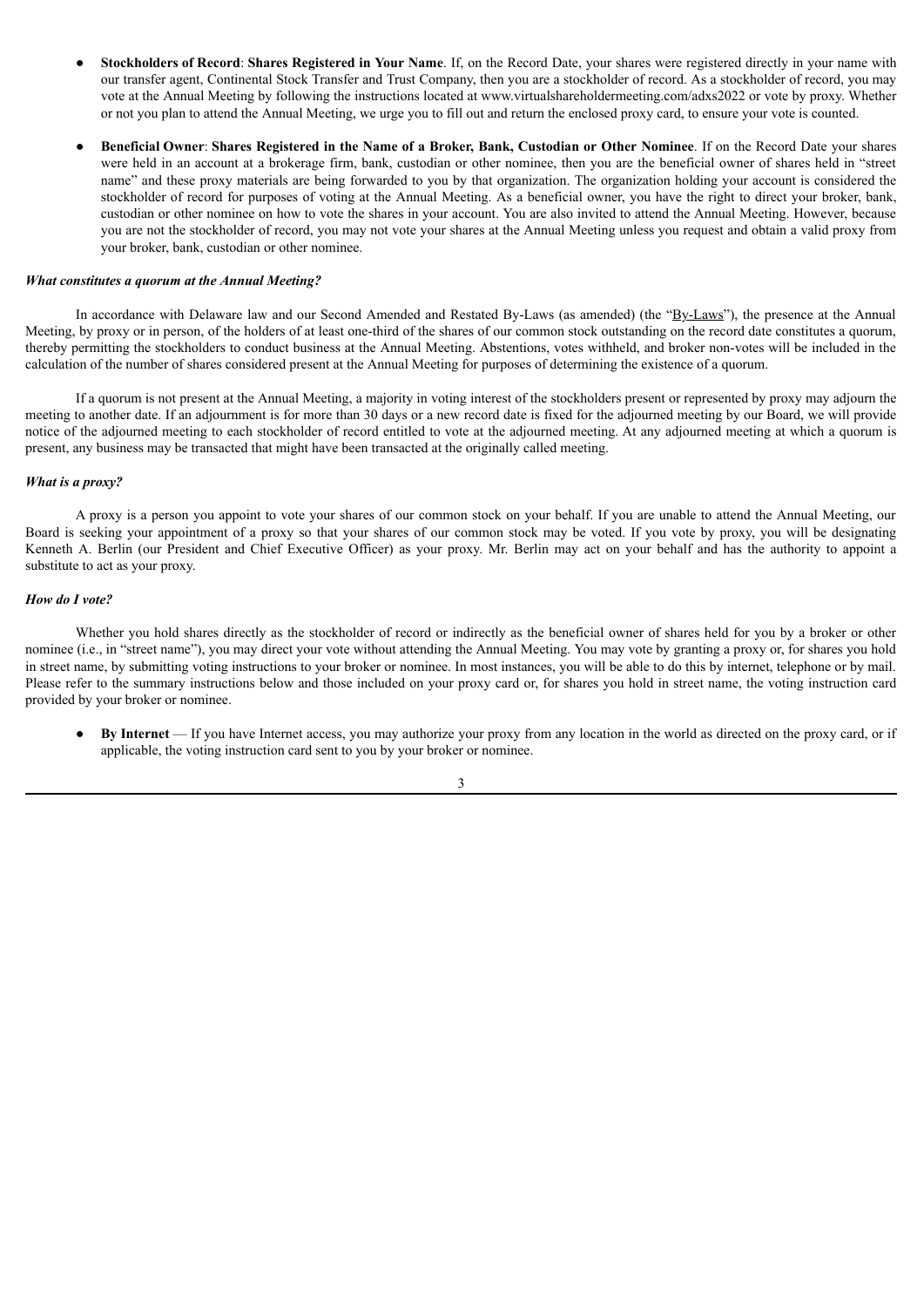- **Stockholders of Record**: **Shares Registered in Your Name**. If, on the Record Date, your shares were registered directly in your name with our transfer agent, Continental Stock Transfer and Trust Company, then you are a stockholder of record. As a stockholder of record, you may vote at the Annual Meeting by following the instructions located at www.virtualshareholdermeeting.com/adxs2022 or vote by proxy. Whether or not you plan to attend the Annual Meeting, we urge you to fill out and return the enclosed proxy card, to ensure your vote is counted.

- **Beneficial Owner**: **Shares Registered in the Name of a Broker, Bank, Custodian or Other Nominee**. If on the Record Date your shares were held in an account at a brokerage firm, bank, custodian or other nominee, then you are the beneficial owner of shares held in "street name" and these proxy materials are being forwarded to you by that organization. The organization holding your account is considered the stockholder of record for purposes of voting at the Annual Meeting. As a beneficial owner, you have the right to direct your broker, bank, custodian or other nominee on how to vote the shares in your account. You are also invited to attend the Annual Meeting. However, because you are not the stockholder of record, you may not vote your shares at the Annual Meeting unless you request and obtain a valid proxy from your broker, bank, custodian or other nominee.

***What constitutes a quorum at the Annual Meeting?***

In accordance with Delaware law and our Second Amended and Restated By-Laws (as amended) (the "By-Laws"), the presence at the Annual Meeting, by proxy or in person, of the holders of at least one-third of the shares of our common stock outstanding on the record date constitutes a quorum, thereby permitting the stockholders to conduct business at the Annual Meeting. Abstentions, votes withheld, and broker non-votes will be included in the calculation of the number of shares considered present at the Annual Meeting for purposes of determining the existence of a quorum.

If a quorum is not present at the Annual Meeting, a majority in voting interest of the stockholders present or represented by proxy may adjourn the meeting to another date. If an adjournment is for more than 30 days or a new record date is fixed for the adjourned meeting by our Board, we will provide notice of the adjourned meeting to each stockholder of record entitled to vote at the adjourned meeting. At any adjourned meeting at which a quorum is present, any business may be transacted that might have been transacted at the originally called meeting.

***What is a proxy?***

A proxy is a person you appoint to vote your shares of our common stock on your behalf. If you are unable to attend the Annual Meeting, our Board is seeking your appointment of a proxy so that your shares of our common stock may be voted. If you vote by proxy, you will be designating Kenneth A. Berlin (our President and Chief Executive Officer) as your proxy. Mr. Berlin may act on your behalf and has the authority to appoint a substitute to act as your proxy.

***How do I vote?***

Whether you hold shares directly as the stockholder of record or indirectly as the beneficial owner of shares held for you by a broker or other nominee (i.e., in "street name"), you may direct your vote without attending the Annual Meeting. You may vote by granting a proxy or, for shares you hold in street name, by submitting voting instructions to your broker or nominee. In most instances, you will be able to do this by internet, telephone or by mail. Please refer to the summary instructions below and those included on your proxy card or, for shares you hold in street name, the voting instruction card provided by your broker or nominee.

- **By Internet** — If you have Internet access, you may authorize your proxy from any location in the world as directed on the proxy card, or if applicable, the voting instruction card sent to you by your broker or nominee.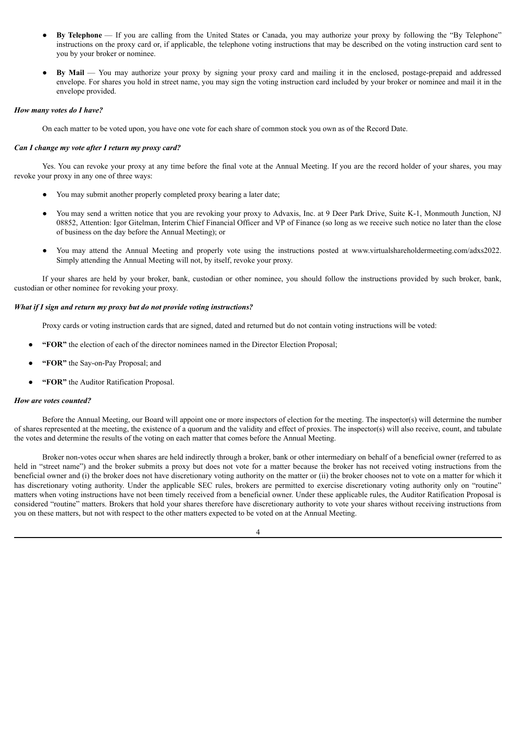- **By Telephone** — If you are calling from the United States or Canada, you may authorize your proxy by following the "By Telephone" instructions on the proxy card or, if applicable, the telephone voting instructions that may be described on the voting instruction card sent to you by your broker or nominee.

- **By Mail** — You may authorize your proxy by signing your proxy card and mailing it in the enclosed, postage-prepaid and addressed envelope. For shares you hold in street name, you may sign the voting instruction card included by your broker or nominee and mail it in the envelope provided.

***How many votes do I have?***

On each matter to be voted upon, you have one vote for each share of common stock you own as of the Record Date.

***Can I change my vote after I return my proxy card?***

Yes. You can revoke your proxy at any time before the final vote at the Annual Meeting. If you are the record holder of your shares, you may revoke your proxy in any one of three ways:

- You may submit another properly completed proxy bearing a later date;

- You may send a written notice that you are revoking your proxy to Advaxis, Inc. at 9 Deer Park Drive, Suite K-1, Monmouth Junction, NJ 08852, Attention: Igor Gitelman, Interim Chief Financial Officer and VP of Finance (so long as we receive such notice no later than the close of business on the day before the Annual Meeting); or

- You may attend the Annual Meeting and properly vote using the instructions posted at www.virtualshareholdermeeting.com/adxs2022. Simply attending the Annual Meeting will not, by itself, revoke your proxy.

If your shares are held by your broker, bank, custodian or other nominee, you should follow the instructions provided by such broker, bank, custodian or other nominee for revoking your proxy.

***What if I sign and return my proxy but do not provide voting instructions?***

Proxy cards or voting instruction cards that are signed, dated and returned but do not contain voting instructions will be voted:

- **"FOR"** the election of each of the director nominees named in the Director Election Proposal;

- **"FOR"** the Say-on-Pay Proposal; and

- **"FOR"** the Auditor Ratification Proposal.

***How are votes counted?***

Before the Annual Meeting, our Board will appoint one or more inspectors of election for the meeting. The inspector(s) will determine the number of shares represented at the meeting, the existence of a quorum and the validity and effect of proxies. The inspector(s) will also receive, count, and tabulate the votes and determine the results of the voting on each matter that comes before the Annual Meeting.

Broker non-votes occur when shares are held indirectly through a broker, bank or other intermediary on behalf of a beneficial owner (referred to as held in "street name") and the broker submits a proxy but does not vote for a matter because the broker has not received voting instructions from the beneficial owner and (i) the broker does not have discretionary voting authority on the matter or (ii) the broker chooses not to vote on a matter for which it has discretionary voting authority. Under the applicable SEC rules, brokers are permitted to exercise discretionary voting authority only on "routine" matters when voting instructions have not been timely received from a beneficial owner. Under these applicable rules, the Auditor Ratification Proposal is considered "routine" matters. Brokers that hold your shares therefore have discretionary authority to vote your shares without receiving instructions from you on these matters, but not with respect to the other matters expected to be voted on at the Annual Meeting.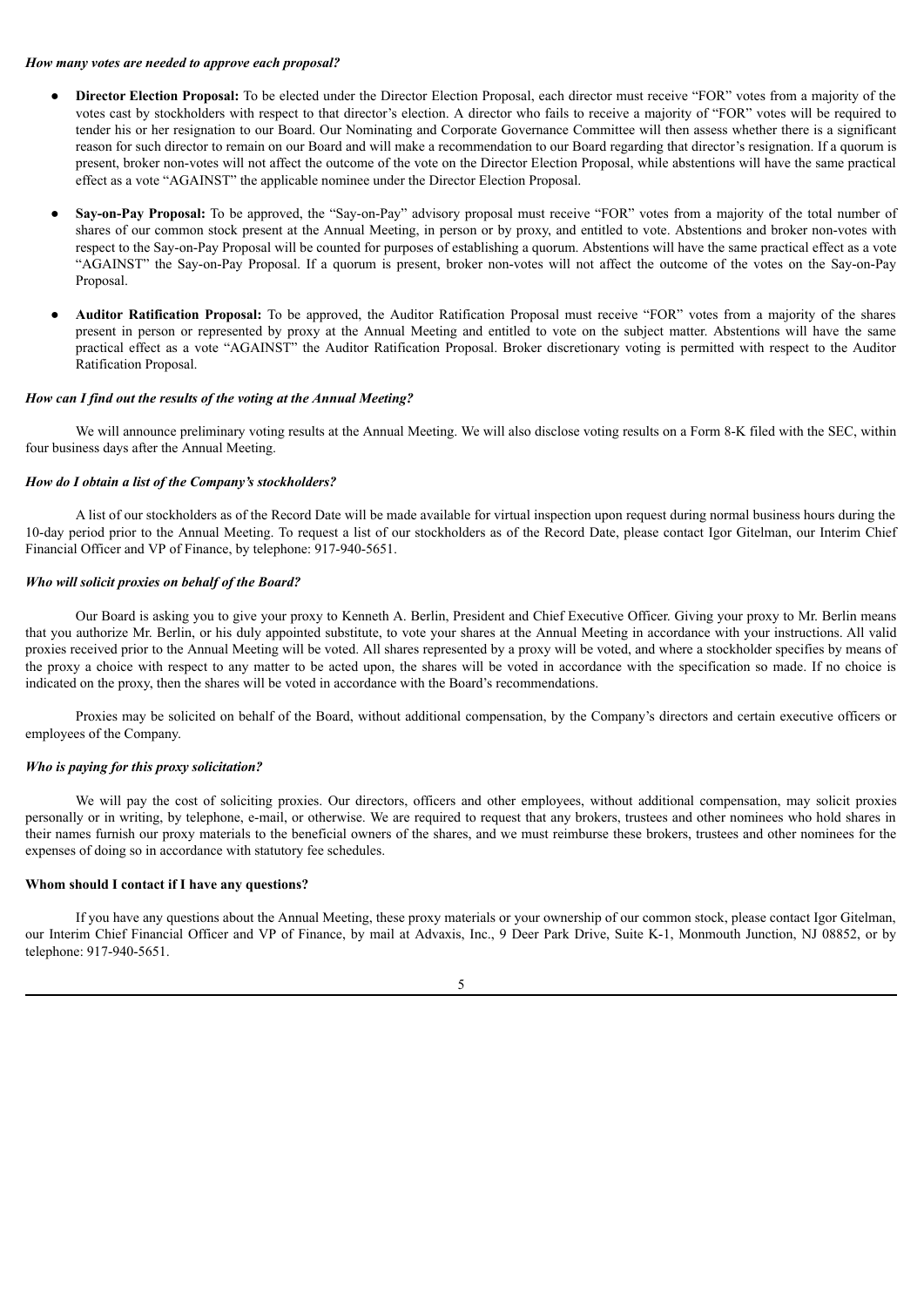***How many votes are needed to approve each proposal?***

- **Director Election Proposal:** To be elected under the Director Election Proposal, each director must receive "FOR" votes from a majority of the votes cast by stockholders with respect to that director's election. A director who fails to receive a majority of "FOR" votes will be required to tender his or her resignation to our Board. Our Nominating and Corporate Governance Committee will then assess whether there is a significant reason for such director to remain on our Board and will make a recommendation to our Board regarding that director's resignation. If a quorum is present, broker non-votes will not affect the outcome of the vote on the Director Election Proposal, while abstentions will have the same practical effect as a vote "AGAINST" the applicable nominee under the Director Election Proposal.

- **Say-on-Pay Proposal:** To be approved, the "Say-on-Pay" advisory proposal must receive "FOR" votes from a majority of the total number of shares of our common stock present at the Annual Meeting, in person or by proxy, and entitled to vote. Abstentions and broker non-votes with respect to the Say-on-Pay Proposal will be counted for purposes of establishing a quorum. Abstentions will have the same practical effect as a vote "AGAINST" the Say-on-Pay Proposal. If a quorum is present, broker non-votes will not affect the outcome of the votes on the Say-on-Pay Proposal.

- **Auditor Ratification Proposal:** To be approved, the Auditor Ratification Proposal must receive "FOR" votes from a majority of the shares present in person or represented by proxy at the Annual Meeting and entitled to vote on the subject matter. Abstentions will have the same practical effect as a vote "AGAINST" the Auditor Ratification Proposal. Broker discretionary voting is permitted with respect to the Auditor Ratification Proposal.

***How can I find out the results of the voting at the Annual Meeting?***

We will announce preliminary voting results at the Annual Meeting. We will also disclose voting results on a Form 8-K filed with the SEC, within four business days after the Annual Meeting.

***How do I obtain a list of the Company's stockholders?***

A list of our stockholders as of the Record Date will be made available for virtual inspection upon request during normal business hours during the 10-day period prior to the Annual Meeting. To request a list of our stockholders as of the Record Date, please contact Igor Gitelman, our Interim Chief Financial Officer and VP of Finance, by telephone: 917-940-5651.

***Who will solicit proxies on behalf of the Board?***

Our Board is asking you to give your proxy to Kenneth A. Berlin, President and Chief Executive Officer. Giving your proxy to Mr. Berlin means that you authorize Mr. Berlin, or his duly appointed substitute, to vote your shares at the Annual Meeting in accordance with your instructions. All valid proxies received prior to the Annual Meeting will be voted. All shares represented by a proxy will be voted, and where a stockholder specifies by means of the proxy a choice with respect to any matter to be acted upon, the shares will be voted in accordance with the specification so made. If no choice is indicated on the proxy, then the shares will be voted in accordance with the Board's recommendations.

Proxies may be solicited on behalf of the Board, without additional compensation, by the Company's directors and certain executive officers or employees of the Company.

***Who is paying for this proxy solicitation?***

We will pay the cost of soliciting proxies. Our directors, officers and other employees, without additional compensation, may solicit proxies personally or in writing, by telephone, e-mail, or otherwise. We are required to request that any brokers, trustees and other nominees who hold shares in their names furnish our proxy materials to the beneficial owners of the shares, and we must reimburse these brokers, trustees and other nominees for the expenses of doing so in accordance with statutory fee schedules.

**Whom should I contact if I have any questions?**

If you have any questions about the Annual Meeting, these proxy materials or your ownership of our common stock, please contact Igor Gitelman, our Interim Chief Financial Officer and VP of Finance, by mail at Advaxis, Inc., 9 Deer Park Drive, Suite K-1, Monmouth Junction, NJ 08852, or by telephone: 917-940-5651.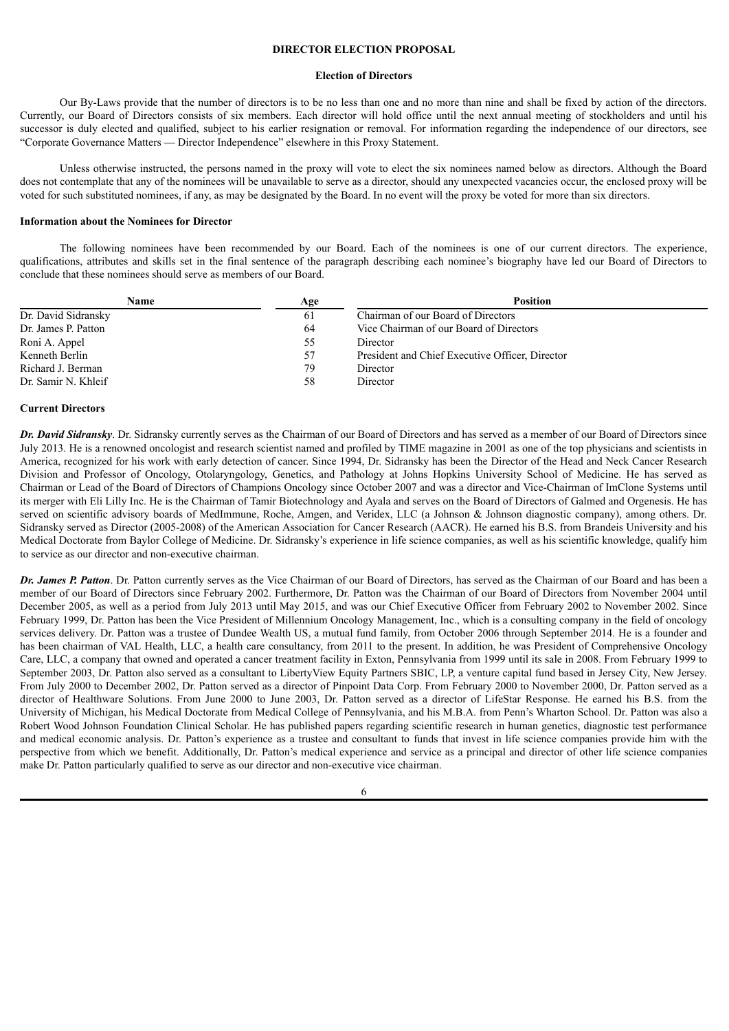## DIRECTOR ELECTION PROPOSAL

### Election of Directors

Our By-Laws provide that the number of directors is to be no less than one and no more than nine and shall be fixed by action of the directors. Currently, our Board of Directors consists of six members. Each director will hold office until the next annual meeting of stockholders and until his successor is duly elected and qualified, subject to his earlier resignation or removal. For information regarding the independence of our directors, see "Corporate Governance Matters — Director Independence" elsewhere in this Proxy Statement.

Unless otherwise instructed, the persons named in the proxy will vote to elect the six nominees named below as directors. Although the Board does not contemplate that any of the nominees will be unavailable to serve as a director, should any unexpected vacancies occur, the enclosed proxy will be voted for such substituted nominees, if any, as may be designated by the Board. In no event will the proxy be voted for more than six directors.

### Information about the Nominees for Director

The following nominees have been recommended by our Board. Each of the nominees is one of our current directors. The experience, qualifications, attributes and skills set in the final sentence of the paragraph describing each nominee's biography have led our Board of Directors to conclude that these nominees should serve as members of our Board.

| Name | Age | Position |
|---|---|---|
| Dr. David Sidransky | 61 | Chairman of our Board of Directors |
| Dr. James P. Patton | 64 | Vice Chairman of our Board of Directors |
| Roni A. Appel | 55 | Director |
| Kenneth Berlin | 57 | President and Chief Executive Officer, Director |
| Richard J. Berman | 79 | Director |
| Dr. Samir N. Khleif | 58 | Director |

### Current Directors

***Dr. David Sidransky***. Dr. Sidransky currently serves as the Chairman of our Board of Directors and has served as a member of our Board of Directors since July 2013. He is a renowned oncologist and research scientist named and profiled by TIME magazine in 2001 as one of the top physicians and scientists in America, recognized for his work with early detection of cancer. Since 1994, Dr. Sidransky has been the Director of the Head and Neck Cancer Research Division and Professor of Oncology, Otolaryngology, Genetics, and Pathology at Johns Hopkins University School of Medicine. He has served as Chairman or Lead of the Board of Directors of Champions Oncology since October 2007 and was a director and Vice-Chairman of ImClone Systems until its merger with Eli Lilly Inc. He is the Chairman of Tamir Biotechnology and Ayala and serves on the Board of Directors of Galmed and Orgenesis. He has served on scientific advisory boards of MedImmune, Roche, Amgen, and Veridex, LLC (a Johnson & Johnson diagnostic company), among others. Dr. Sidransky served as Director (2005-2008) of the American Association for Cancer Research (AACR). He earned his B.S. from Brandeis University and his Medical Doctorate from Baylor College of Medicine. Dr. Sidransky's experience in life science companies, as well as his scientific knowledge, qualify him to service as our director and non-executive chairman.

***Dr. James P. Patton***. Dr. Patton currently serves as the Vice Chairman of our Board of Directors, has served as the Chairman of our Board and has been a member of our Board of Directors since February 2002. Furthermore, Dr. Patton was the Chairman of our Board of Directors from November 2004 until December 2005, as well as a period from July 2013 until May 2015, and was our Chief Executive Officer from February 2002 to November 2002. Since February 1999, Dr. Patton has been the Vice President of Millennium Oncology Management, Inc., which is a consulting company in the field of oncology services delivery. Dr. Patton was a trustee of Dundee Wealth US, a mutual fund family, from October 2006 through September 2014. He is a founder and has been chairman of VAL Health, LLC, a health care consultancy, from 2011 to the present. In addition, he was President of Comprehensive Oncology Care, LLC, a company that owned and operated a cancer treatment facility in Exton, Pennsylvania from 1999 until its sale in 2008. From February 1999 to September 2003, Dr. Patton also served as a consultant to LibertyView Equity Partners SBIC, LP, a venture capital fund based in Jersey City, New Jersey. From July 2000 to December 2002, Dr. Patton served as a director of Pinpoint Data Corp. From February 2000 to November 2000, Dr. Patton served as a director of Healthware Solutions. From June 2000 to June 2003, Dr. Patton served as a director of LifeStar Response. He earned his B.S. from the University of Michigan, his Medical Doctorate from Medical College of Pennsylvania, and his M.B.A. from Penn's Wharton School. Dr. Patton was also a Robert Wood Johnson Foundation Clinical Scholar. He has published papers regarding scientific research in human genetics, diagnostic test performance and medical economic analysis. Dr. Patton's experience as a trustee and consultant to funds that invest in life science companies provide him with the perspective from which we benefit. Additionally, Dr. Patton's medical experience and service as a principal and director of other life science companies make Dr. Patton particularly qualified to serve as our director and non-executive vice chairman.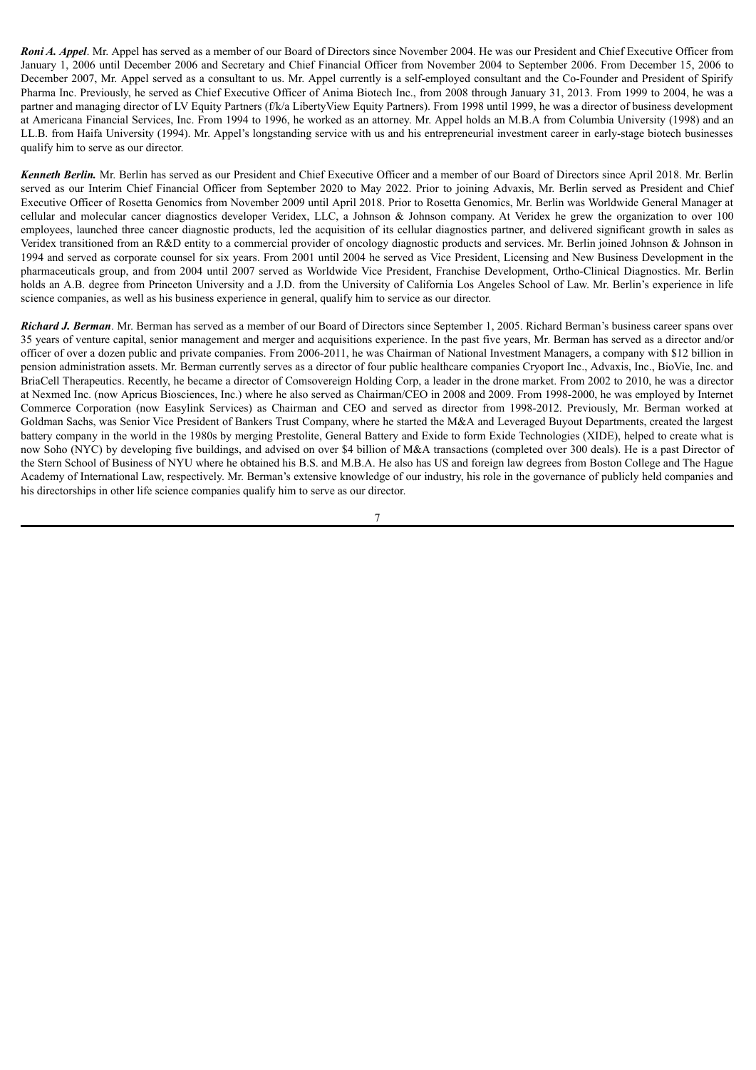***Roni A. Appel***. Mr. Appel has served as a member of our Board of Directors since November 2004. He was our President and Chief Executive Officer from January 1, 2006 until December 2006 and Secretary and Chief Financial Officer from November 2004 to September 2006. From December 15, 2006 to December 2007, Mr. Appel served as a consultant to us. Mr. Appel currently is a self-employed consultant and the Co-Founder and President of Spirify Pharma Inc. Previously, he served as Chief Executive Officer of Anima Biotech Inc., from 2008 through January 31, 2013. From 1999 to 2004, he was a partner and managing director of LV Equity Partners (f/k/a LibertyView Equity Partners). From 1998 until 1999, he was a director of business development at Americana Financial Services, Inc. From 1994 to 1996, he worked as an attorney. Mr. Appel holds an M.B.A from Columbia University (1998) and an LL.B. from Haifa University (1994). Mr. Appel's longstanding service with us and his entrepreneurial investment career in early-stage biotech businesses qualify him to serve as our director.

***Kenneth Berlin.*** Mr. Berlin has served as our President and Chief Executive Officer and a member of our Board of Directors since April 2018. Mr. Berlin served as our Interim Chief Financial Officer from September 2020 to May 2022. Prior to joining Advaxis, Mr. Berlin served as President and Chief Executive Officer of Rosetta Genomics from November 2009 until April 2018. Prior to Rosetta Genomics, Mr. Berlin was Worldwide General Manager at cellular and molecular cancer diagnostics developer Veridex, LLC, a Johnson & Johnson company. At Veridex he grew the organization to over 100 employees, launched three cancer diagnostic products, led the acquisition of its cellular diagnostics partner, and delivered significant growth in sales as Veridex transitioned from an R&D entity to a commercial provider of oncology diagnostic products and services. Mr. Berlin joined Johnson & Johnson in 1994 and served as corporate counsel for six years. From 2001 until 2004 he served as Vice President, Licensing and New Business Development in the pharmaceuticals group, and from 2004 until 2007 served as Worldwide Vice President, Franchise Development, Ortho-Clinical Diagnostics. Mr. Berlin holds an A.B. degree from Princeton University and a J.D. from the University of California Los Angeles School of Law. Mr. Berlin's experience in life science companies, as well as his business experience in general, qualify him to service as our director.

***Richard J. Berman***. Mr. Berman has served as a member of our Board of Directors since September 1, 2005. Richard Berman's business career spans over 35 years of venture capital, senior management and merger and acquisitions experience. In the past five years, Mr. Berman has served as a director and/or officer of over a dozen public and private companies. From 2006-2011, he was Chairman of National Investment Managers, a company with $12 billion in pension administration assets. Mr. Berman currently serves as a director of four public healthcare companies Cryoport Inc., Advaxis, Inc., BioVie, Inc. and BriaCell Therapeutics. Recently, he became a director of Comsovereign Holding Corp, a leader in the drone market. From 2002 to 2010, he was a director at Nexmed Inc. (now Apricus Biosciences, Inc.) where he also served as Chairman/CEO in 2008 and 2009. From 1998-2000, he was employed by Internet Commerce Corporation (now Easylink Services) as Chairman and CEO and served as director from 1998-2012. Previously, Mr. Berman worked at Goldman Sachs, was Senior Vice President of Bankers Trust Company, where he started the M&A and Leveraged Buyout Departments, created the largest battery company in the world in the 1980s by merging Prestolite, General Battery and Exide to form Exide Technologies (XIDE), helped to create what is now Soho (NYC) by developing five buildings, and advised on over $4 billion of M&A transactions (completed over 300 deals). He is a past Director of the Stern School of Business of NYU where he obtained his B.S. and M.B.A. He also has US and foreign law degrees from Boston College and The Hague Academy of International Law, respectively. Mr. Berman's extensive knowledge of our industry, his role in the governance of publicly held companies and his directorships in other life science companies qualify him to serve as our director.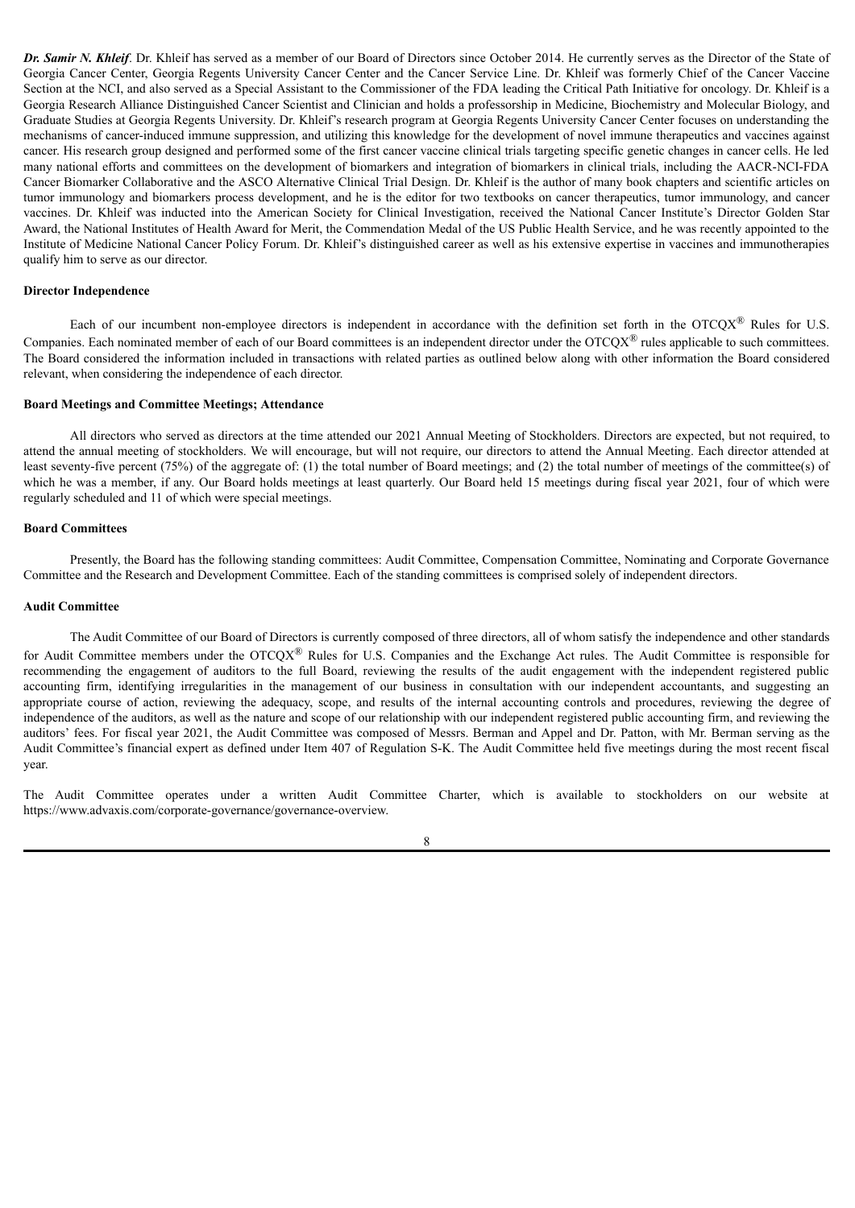***Dr. Samir N. Khleif***. Dr. Khleif has served as a member of our Board of Directors since October 2014. He currently serves as the Director of the State of Georgia Cancer Center, Georgia Regents University Cancer Center and the Cancer Service Line. Dr. Khleif was formerly Chief of the Cancer Vaccine Section at the NCI, and also served as a Special Assistant to the Commissioner of the FDA leading the Critical Path Initiative for oncology. Dr. Khleif is a Georgia Research Alliance Distinguished Cancer Scientist and Clinician and holds a professorship in Medicine, Biochemistry and Molecular Biology, and Graduate Studies at Georgia Regents University. Dr. Khleif's research program at Georgia Regents University Cancer Center focuses on understanding the mechanisms of cancer-induced immune suppression, and utilizing this knowledge for the development of novel immune therapeutics and vaccines against cancer. His research group designed and performed some of the first cancer vaccine clinical trials targeting specific genetic changes in cancer cells. He led many national efforts and committees on the development of biomarkers and integration of biomarkers in clinical trials, including the AACR-NCI-FDA Cancer Biomarker Collaborative and the ASCO Alternative Clinical Trial Design. Dr. Khleif is the author of many book chapters and scientific articles on tumor immunology and biomarkers process development, and he is the editor for two textbooks on cancer therapeutics, tumor immunology, and cancer vaccines. Dr. Khleif was inducted into the American Society for Clinical Investigation, received the National Cancer Institute's Director Golden Star Award, the National Institutes of Health Award for Merit, the Commendation Medal of the US Public Health Service, and he was recently appointed to the Institute of Medicine National Cancer Policy Forum. Dr. Khleif's distinguished career as well as his extensive expertise in vaccines and immunotherapies qualify him to serve as our director.

**Director Independence**

Each of our incumbent non-employee directors is independent in accordance with the definition set forth in the OTCQX® Rules for U.S. Companies. Each nominated member of each of our Board committees is an independent director under the OTCQX® rules applicable to such committees. The Board considered the information included in transactions with related parties as outlined below along with other information the Board considered relevant, when considering the independence of each director.

**Board Meetings and Committee Meetings; Attendance**

All directors who served as directors at the time attended our 2021 Annual Meeting of Stockholders. Directors are expected, but not required, to attend the annual meeting of stockholders. We will encourage, but will not require, our directors to attend the Annual Meeting. Each director attended at least seventy-five percent (75%) of the aggregate of: (1) the total number of Board meetings; and (2) the total number of meetings of the committee(s) of which he was a member, if any. Our Board holds meetings at least quarterly. Our Board held 15 meetings during fiscal year 2021, four of which were regularly scheduled and 11 of which were special meetings.

**Board Committees**

Presently, the Board has the following standing committees: Audit Committee, Compensation Committee, Nominating and Corporate Governance Committee and the Research and Development Committee. Each of the standing committees is comprised solely of independent directors.

**Audit Committee**

The Audit Committee of our Board of Directors is currently composed of three directors, all of whom satisfy the independence and other standards for Audit Committee members under the OTCQX® Rules for U.S. Companies and the Exchange Act rules. The Audit Committee is responsible for recommending the engagement of auditors to the full Board, reviewing the results of the audit engagement with the independent registered public accounting firm, identifying irregularities in the management of our business in consultation with our independent accountants, and suggesting an appropriate course of action, reviewing the adequacy, scope, and results of the internal accounting controls and procedures, reviewing the degree of independence of the auditors, as well as the nature and scope of our relationship with our independent registered public accounting firm, and reviewing the auditors' fees. For fiscal year 2021, the Audit Committee was composed of Messrs. Berman and Appel and Dr. Patton, with Mr. Berman serving as the Audit Committee's financial expert as defined under Item 407 of Regulation S-K. The Audit Committee held five meetings during the most recent fiscal year.

The Audit Committee operates under a written Audit Committee Charter, which is available to stockholders on our website at https://www.advaxis.com/corporate-governance/governance-overview.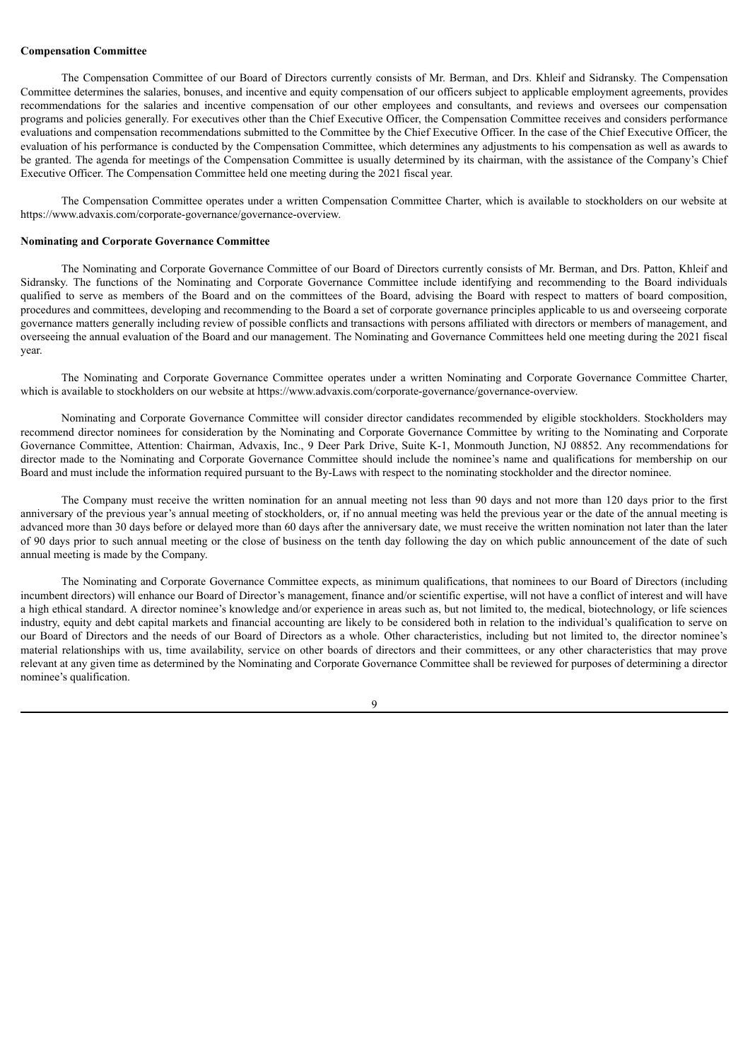**Compensation Committee**

The Compensation Committee of our Board of Directors currently consists of Mr. Berman, and Drs. Khleif and Sidransky. The Compensation Committee determines the salaries, bonuses, and incentive and equity compensation of our officers subject to applicable employment agreements, provides recommendations for the salaries and incentive compensation of our other employees and consultants, and reviews and oversees our compensation programs and policies generally. For executives other than the Chief Executive Officer, the Compensation Committee receives and considers performance evaluations and compensation recommendations submitted to the Committee by the Chief Executive Officer. In the case of the Chief Executive Officer, the evaluation of his performance is conducted by the Compensation Committee, which determines any adjustments to his compensation as well as awards to be granted. The agenda for meetings of the Compensation Committee is usually determined by its chairman, with the assistance of the Company's Chief Executive Officer. The Compensation Committee held one meeting during the 2021 fiscal year.

The Compensation Committee operates under a written Compensation Committee Charter, which is available to stockholders on our website at https://www.advaxis.com/corporate-governance/governance-overview.

**Nominating and Corporate Governance Committee**

The Nominating and Corporate Governance Committee of our Board of Directors currently consists of Mr. Berman, and Drs. Patton, Khleif and Sidransky. The functions of the Nominating and Corporate Governance Committee include identifying and recommending to the Board individuals qualified to serve as members of the Board and on the committees of the Board, advising the Board with respect to matters of board composition, procedures and committees, developing and recommending to the Board a set of corporate governance principles applicable to us and overseeing corporate governance matters generally including review of possible conflicts and transactions with persons affiliated with directors or members of management, and overseeing the annual evaluation of the Board and our management. The Nominating and Governance Committees held one meeting during the 2021 fiscal year.

The Nominating and Corporate Governance Committee operates under a written Nominating and Corporate Governance Committee Charter, which is available to stockholders on our website at https://www.advaxis.com/corporate-governance/governance-overview.

Nominating and Corporate Governance Committee will consider director candidates recommended by eligible stockholders. Stockholders may recommend director nominees for consideration by the Nominating and Corporate Governance Committee by writing to the Nominating and Corporate Governance Committee, Attention: Chairman, Advaxis, Inc., 9 Deer Park Drive, Suite K-1, Monmouth Junction, NJ 08852. Any recommendations for director made to the Nominating and Corporate Governance Committee should include the nominee's name and qualifications for membership on our Board and must include the information required pursuant to the By-Laws with respect to the nominating stockholder and the director nominee.

The Company must receive the written nomination for an annual meeting not less than 90 days and not more than 120 days prior to the first anniversary of the previous year's annual meeting of stockholders, or, if no annual meeting was held the previous year or the date of the annual meeting is advanced more than 30 days before or delayed more than 60 days after the anniversary date, we must receive the written nomination not later than the later of 90 days prior to such annual meeting or the close of business on the tenth day following the day on which public announcement of the date of such annual meeting is made by the Company.

The Nominating and Corporate Governance Committee expects, as minimum qualifications, that nominees to our Board of Directors (including incumbent directors) will enhance our Board of Director's management, finance and/or scientific expertise, will not have a conflict of interest and will have a high ethical standard. A director nominee's knowledge and/or experience in areas such as, but not limited to, the medical, biotechnology, or life sciences industry, equity and debt capital markets and financial accounting are likely to be considered both in relation to the individual's qualification to serve on our Board of Directors and the needs of our Board of Directors as a whole. Other characteristics, including but not limited to, the director nominee's material relationships with us, time availability, service on other boards of directors and their committees, or any other characteristics that may prove relevant at any given time as determined by the Nominating and Corporate Governance Committee shall be reviewed for purposes of determining a director nominee's qualification.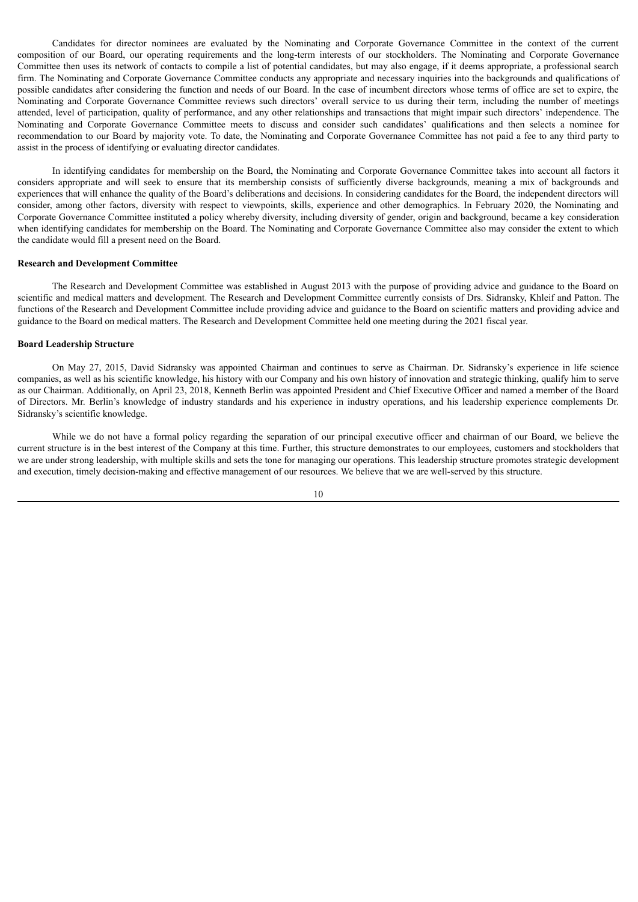Candidates for director nominees are evaluated by the Nominating and Corporate Governance Committee in the context of the current composition of our Board, our operating requirements and the long-term interests of our stockholders. The Nominating and Corporate Governance Committee then uses its network of contacts to compile a list of potential candidates, but may also engage, if it deems appropriate, a professional search firm. The Nominating and Corporate Governance Committee conducts any appropriate and necessary inquiries into the backgrounds and qualifications of possible candidates after considering the function and needs of our Board. In the case of incumbent directors whose terms of office are set to expire, the Nominating and Corporate Governance Committee reviews such directors' overall service to us during their term, including the number of meetings attended, level of participation, quality of performance, and any other relationships and transactions that might impair such directors' independence. The Nominating and Corporate Governance Committee meets to discuss and consider such candidates' qualifications and then selects a nominee for recommendation to our Board by majority vote. To date, the Nominating and Corporate Governance Committee has not paid a fee to any third party to assist in the process of identifying or evaluating director candidates.

In identifying candidates for membership on the Board, the Nominating and Corporate Governance Committee takes into account all factors it considers appropriate and will seek to ensure that its membership consists of sufficiently diverse backgrounds, meaning a mix of backgrounds and experiences that will enhance the quality of the Board's deliberations and decisions. In considering candidates for the Board, the independent directors will consider, among other factors, diversity with respect to viewpoints, skills, experience and other demographics. In February 2020, the Nominating and Corporate Governance Committee instituted a policy whereby diversity, including diversity of gender, origin and background, became a key consideration when identifying candidates for membership on the Board. The Nominating and Corporate Governance Committee also may consider the extent to which the candidate would fill a present need on the Board.

**Research and Development Committee**

The Research and Development Committee was established in August 2013 with the purpose of providing advice and guidance to the Board on scientific and medical matters and development. The Research and Development Committee currently consists of Drs. Sidransky, Khleif and Patton. The functions of the Research and Development Committee include providing advice and guidance to the Board on scientific matters and providing advice and guidance to the Board on medical matters. The Research and Development Committee held one meeting during the 2021 fiscal year.

**Board Leadership Structure**

On May 27, 2015, David Sidransky was appointed Chairman and continues to serve as Chairman. Dr. Sidransky's experience in life science companies, as well as his scientific knowledge, his history with our Company and his own history of innovation and strategic thinking, qualify him to serve as our Chairman. Additionally, on April 23, 2018, Kenneth Berlin was appointed President and Chief Executive Officer and named a member of the Board of Directors. Mr. Berlin's knowledge of industry standards and his experience in industry operations, and his leadership experience complements Dr. Sidransky's scientific knowledge.

While we do not have a formal policy regarding the separation of our principal executive officer and chairman of our Board, we believe the current structure is in the best interest of the Company at this time. Further, this structure demonstrates to our employees, customers and stockholders that we are under strong leadership, with multiple skills and sets the tone for managing our operations. This leadership structure promotes strategic development and execution, timely decision-making and effective management of our resources. We believe that we are well-served by this structure.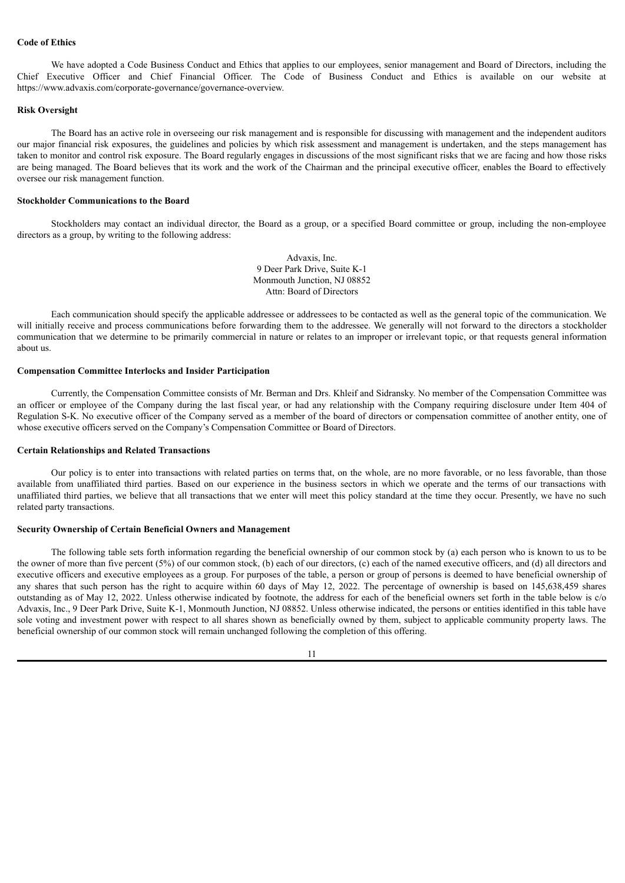**Code of Ethics**

We have adopted a Code Business Conduct and Ethics that applies to our employees, senior management and Board of Directors, including the Chief Executive Officer and Chief Financial Officer. The Code of Business Conduct and Ethics is available on our website at https://www.advaxis.com/corporate-governance/governance-overview.

**Risk Oversight**

The Board has an active role in overseeing our risk management and is responsible for discussing with management and the independent auditors our major financial risk exposures, the guidelines and policies by which risk assessment and management is undertaken, and the steps management has taken to monitor and control risk exposure. The Board regularly engages in discussions of the most significant risks that we are facing and how those risks are being managed. The Board believes that its work and the work of the Chairman and the principal executive officer, enables the Board to effectively oversee our risk management function.

**Stockholder Communications to the Board**

Stockholders may contact an individual director, the Board as a group, or a specified Board committee or group, including the non-employee directors as a group, by writing to the following address:

Advaxis, Inc.
9 Deer Park Drive, Suite K-1
Monmouth Junction, NJ 08852
Attn: Board of Directors

Each communication should specify the applicable addressee or addressees to be contacted as well as the general topic of the communication. We will initially receive and process communications before forwarding them to the addressee. We generally will not forward to the directors a stockholder communication that we determine to be primarily commercial in nature or relates to an improper or irrelevant topic, or that requests general information about us.

**Compensation Committee Interlocks and Insider Participation**

Currently, the Compensation Committee consists of Mr. Berman and Drs. Khleif and Sidransky. No member of the Compensation Committee was an officer or employee of the Company during the last fiscal year, or had any relationship with the Company requiring disclosure under Item 404 of Regulation S-K. No executive officer of the Company served as a member of the board of directors or compensation committee of another entity, one of whose executive officers served on the Company's Compensation Committee or Board of Directors.

**Certain Relationships and Related Transactions**

Our policy is to enter into transactions with related parties on terms that, on the whole, are no more favorable, or no less favorable, than those available from unaffiliated third parties. Based on our experience in the business sectors in which we operate and the terms of our transactions with unaffiliated third parties, we believe that all transactions that we enter will meet this policy standard at the time they occur. Presently, we have no such related party transactions.

**Security Ownership of Certain Beneficial Owners and Management**

The following table sets forth information regarding the beneficial ownership of our common stock by (a) each person who is known to us to be the owner of more than five percent (5%) of our common stock, (b) each of our directors, (c) each of the named executive officers, and (d) all directors and executive officers and executive employees as a group. For purposes of the table, a person or group of persons is deemed to have beneficial ownership of any shares that such person has the right to acquire within 60 days of May 12, 2022. The percentage of ownership is based on 145,638,459 shares outstanding as of May 12, 2022. Unless otherwise indicated by footnote, the address for each of the beneficial owners set forth in the table below is c/o Advaxis, Inc., 9 Deer Park Drive, Suite K-1, Monmouth Junction, NJ 08852. Unless otherwise indicated, the persons or entities identified in this table have sole voting and investment power with respect to all shares shown as beneficially owned by them, subject to applicable community property laws. The beneficial ownership of our common stock will remain unchanged following the completion of this offering.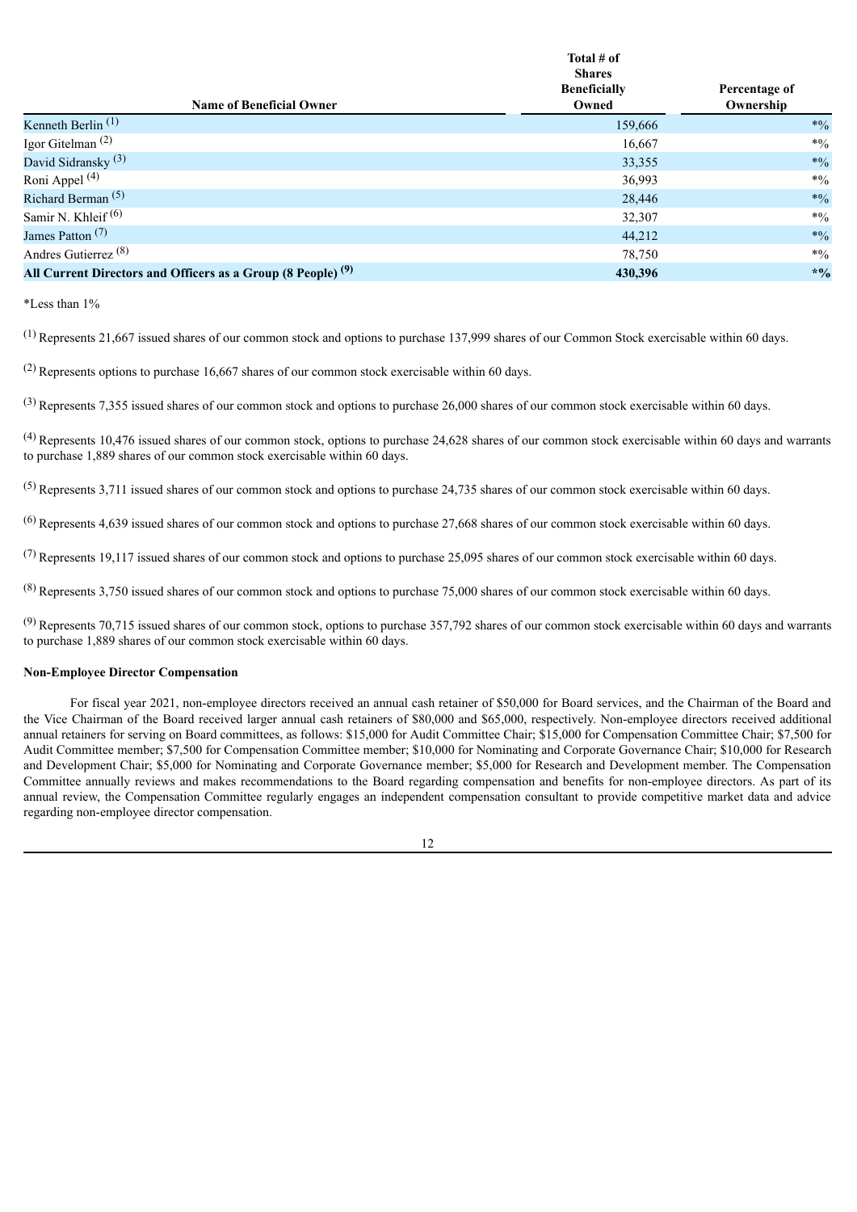| Name of Beneficial Owner | Total # of Shares Beneficially Owned | Percentage of Ownership |
|---|---|---|
| Kenneth Berlin [(1)] | 159,666 | *% |
| Igor Gitelman [(2)] | 16,667 | *% |
| David Sidransky [(3)] | 33,355 | *% |
| Roni Appel [(4)] | 36,993 | *% |
| Richard Berman [(5)] | 28,446 | *% |
| Samir N. Khleif [(6)] | 32,307 | *% |
| James Patton [(7)] | 44,212 | *% |
| Andres Gutierrez [(8)] | 78,750 | *% |
| **All Current Directors and Officers as a Group (8 People) [(9)]** | **430,396** | ***%** |

*Less than 1%

[(1)] Represents 21,667 issued shares of our common stock and options to purchase 137,999 shares of our Common Stock exercisable within 60 days.

[(2)] Represents options to purchase 16,667 shares of our common stock exercisable within 60 days.

[(3)] Represents 7,355 issued shares of our common stock and options to purchase 26,000 shares of our common stock exercisable within 60 days.

[(4)] Represents 10,476 issued shares of our common stock, options to purchase 24,628 shares of our common stock exercisable within 60 days and warrants to purchase 1,889 shares of our common stock exercisable within 60 days.

[(5)] Represents 3,711 issued shares of our common stock and options to purchase 24,735 shares of our common stock exercisable within 60 days.

[(6)] Represents 4,639 issued shares of our common stock and options to purchase 27,668 shares of our common stock exercisable within 60 days.

[(7)] Represents 19,117 issued shares of our common stock and options to purchase 25,095 shares of our common stock exercisable within 60 days.

[(8)] Represents 3,750 issued shares of our common stock and options to purchase 75,000 shares of our common stock exercisable within 60 days.

[(9)] Represents 70,715 issued shares of our common stock, options to purchase 357,792 shares of our common stock exercisable within 60 days and warrants to purchase 1,889 shares of our common stock exercisable within 60 days.

**Non-Employee Director Compensation**

For fiscal year 2021, non-employee directors received an annual cash retainer of $50,000 for Board services, and the Chairman of the Board and the Vice Chairman of the Board received larger annual cash retainers of $80,000 and $65,000, respectively. Non-employee directors received additional annual retainers for serving on Board committees, as follows: $15,000 for Audit Committee Chair; $15,000 for Compensation Committee Chair; $7,500 for Audit Committee member; $7,500 for Compensation Committee member; $10,000 for Nominating and Corporate Governance Chair; $10,000 for Research and Development Chair; $5,000 for Nominating and Corporate Governance member; $5,000 for Research and Development member. The Compensation Committee annually reviews and makes recommendations to the Board regarding compensation and benefits for non-employee directors. As part of its annual review, the Compensation Committee regularly engages an independent compensation consultant to provide competitive market data and advice regarding non-employee director compensation.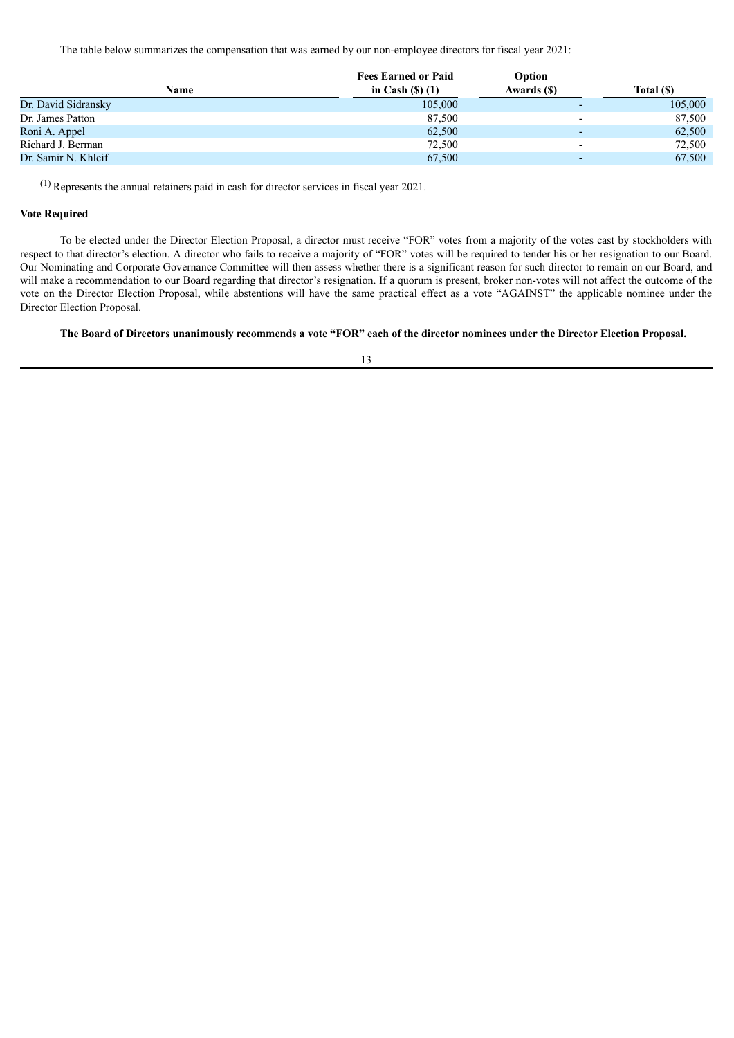The table below summarizes the compensation that was earned by our non-employee directors for fiscal year 2021:

| Name | Fees Earned or Paid in Cash ($) (1) | Option Awards ($) | Total ($) |
|---|---|---|---|
| Dr. David Sidransky | 105,000 | - | 105,000 |
| Dr. James Patton | 87,500 | - | 87,500 |
| Roni A. Appel | 62,500 | - | 62,500 |
| Richard J. Berman | 72,500 | - | 72,500 |
| Dr. Samir N. Khleif | 67,500 | - | 67,500 |

(1) Represents the annual retainers paid in cash for director services in fiscal year 2021.

**Vote Required**

To be elected under the Director Election Proposal, a director must receive "FOR" votes from a majority of the votes cast by stockholders with respect to that director's election. A director who fails to receive a majority of "FOR" votes will be required to tender his or her resignation to our Board. Our Nominating and Corporate Governance Committee will then assess whether there is a significant reason for such director to remain on our Board, and will make a recommendation to our Board regarding that director's resignation. If a quorum is present, broker non-votes will not affect the outcome of the vote on the Director Election Proposal, while abstentions will have the same practical effect as a vote "AGAINST" the applicable nominee under the Director Election Proposal.

**The Board of Directors unanimously recommends a vote "FOR" each of the director nominees under the Director Election Proposal.**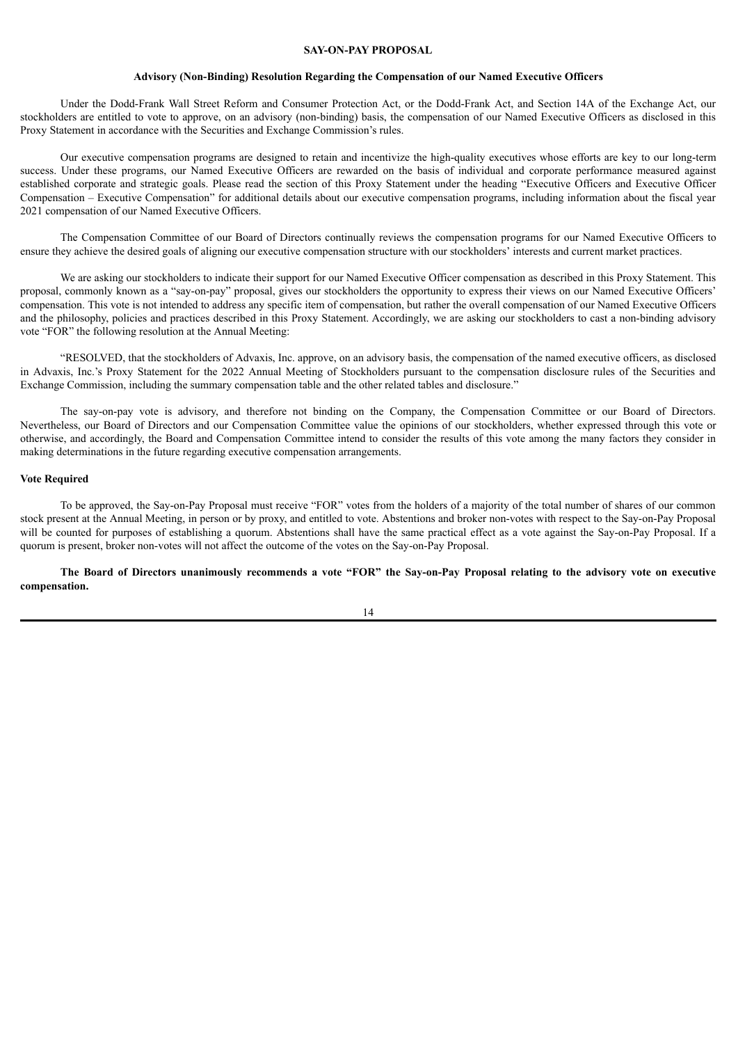## SAY-ON-PAY PROPOSAL

### Advisory (Non-Binding) Resolution Regarding the Compensation of our Named Executive Officers

Under the Dodd-Frank Wall Street Reform and Consumer Protection Act, or the Dodd-Frank Act, and Section 14A of the Exchange Act, our stockholders are entitled to vote to approve, on an advisory (non-binding) basis, the compensation of our Named Executive Officers as disclosed in this Proxy Statement in accordance with the Securities and Exchange Commission's rules.

Our executive compensation programs are designed to retain and incentivize the high-quality executives whose efforts are key to our long-term success. Under these programs, our Named Executive Officers are rewarded on the basis of individual and corporate performance measured against established corporate and strategic goals. Please read the section of this Proxy Statement under the heading "Executive Officers and Executive Officer Compensation – Executive Compensation" for additional details about our executive compensation programs, including information about the fiscal year 2021 compensation of our Named Executive Officers.

The Compensation Committee of our Board of Directors continually reviews the compensation programs for our Named Executive Officers to ensure they achieve the desired goals of aligning our executive compensation structure with our stockholders' interests and current market practices.

We are asking our stockholders to indicate their support for our Named Executive Officer compensation as described in this Proxy Statement. This proposal, commonly known as a "say-on-pay" proposal, gives our stockholders the opportunity to express their views on our Named Executive Officers' compensation. This vote is not intended to address any specific item of compensation, but rather the overall compensation of our Named Executive Officers and the philosophy, policies and practices described in this Proxy Statement. Accordingly, we are asking our stockholders to cast a non-binding advisory vote "FOR" the following resolution at the Annual Meeting:

"RESOLVED, that the stockholders of Advaxis, Inc. approve, on an advisory basis, the compensation of the named executive officers, as disclosed in Advaxis, Inc.'s Proxy Statement for the 2022 Annual Meeting of Stockholders pursuant to the compensation disclosure rules of the Securities and Exchange Commission, including the summary compensation table and the other related tables and disclosure."

The say-on-pay vote is advisory, and therefore not binding on the Company, the Compensation Committee or our Board of Directors. Nevertheless, our Board of Directors and our Compensation Committee value the opinions of our stockholders, whether expressed through this vote or otherwise, and accordingly, the Board and Compensation Committee intend to consider the results of this vote among the many factors they consider in making determinations in the future regarding executive compensation arrangements.

### Vote Required

To be approved, the Say-on-Pay Proposal must receive "FOR" votes from the holders of a majority of the total number of shares of our common stock present at the Annual Meeting, in person or by proxy, and entitled to vote. Abstentions and broker non-votes with respect to the Say-on-Pay Proposal will be counted for purposes of establishing a quorum. Abstentions shall have the same practical effect as a vote against the Say-on-Pay Proposal. If a quorum is present, broker non-votes will not affect the outcome of the votes on the Say-on-Pay Proposal.

**The Board of Directors unanimously recommends a vote "FOR" the Say-on-Pay Proposal relating to the advisory vote on executive compensation.**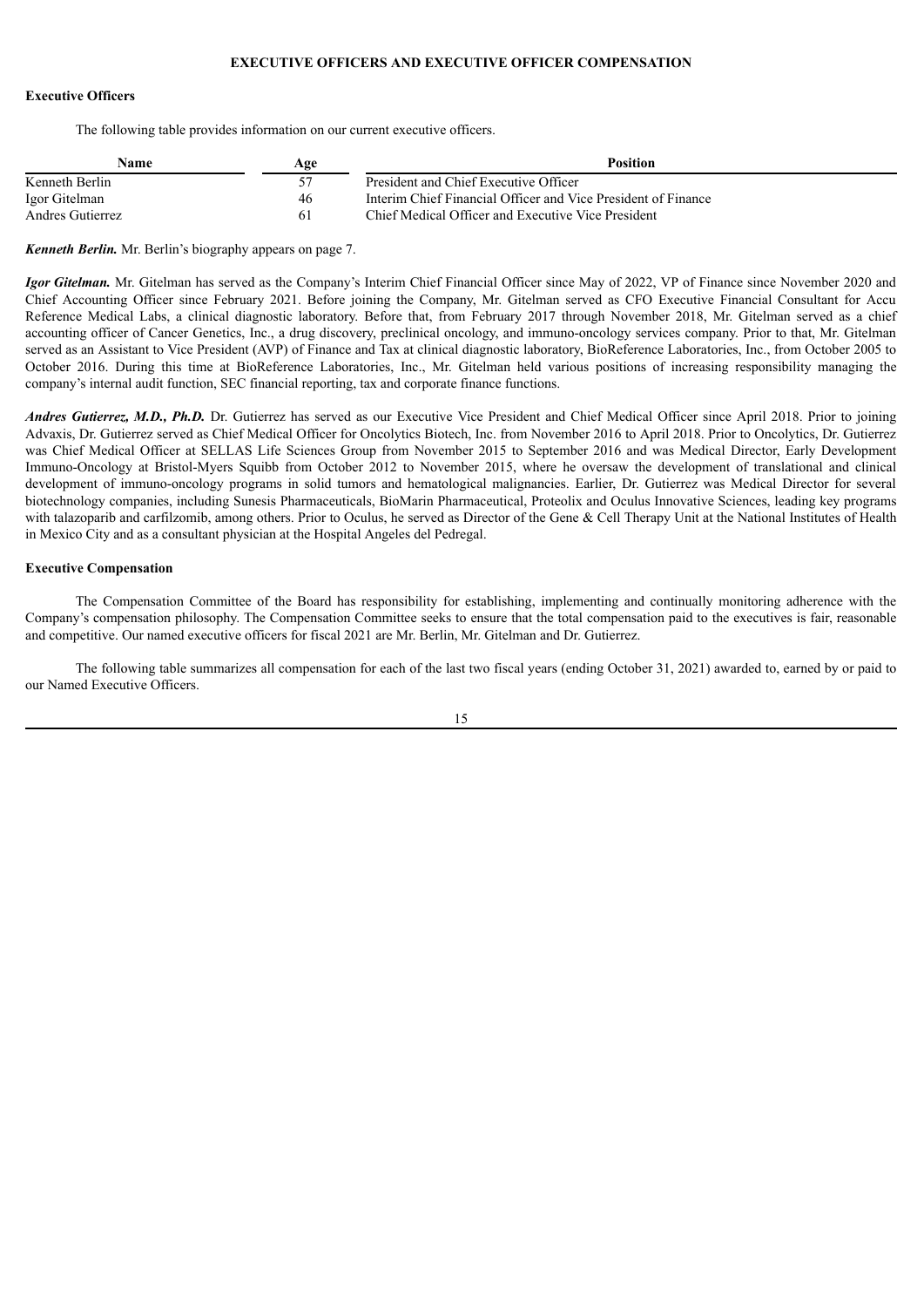# EXECUTIVE OFFICERS AND EXECUTIVE OFFICER COMPENSATION

## Executive Officers

The following table provides information on our current executive officers.

| Name | Age | Position |
|---|---|---|
| Kenneth Berlin | 57 | President and Chief Executive Officer |
| Igor Gitelman | 46 | Interim Chief Financial Officer and Vice President of Finance |
| Andres Gutierrez | 61 | Chief Medical Officer and Executive Vice President |

***Kenneth Berlin.*** Mr. Berlin's biography appears on page 7.

***Igor Gitelman.*** Mr. Gitelman has served as the Company's Interim Chief Financial Officer since May of 2022, VP of Finance since November 2020 and Chief Accounting Officer since February 2021. Before joining the Company, Mr. Gitelman served as CFO Executive Financial Consultant for Accu Reference Medical Labs, a clinical diagnostic laboratory. Before that, from February 2017 through November 2018, Mr. Gitelman served as a chief accounting officer of Cancer Genetics, Inc., a drug discovery, preclinical oncology, and immuno-oncology services company. Prior to that, Mr. Gitelman served as an Assistant to Vice President (AVP) of Finance and Tax at clinical diagnostic laboratory, BioReference Laboratories, Inc., from October 2005 to October 2016. During this time at BioReference Laboratories, Inc., Mr. Gitelman held various positions of increasing responsibility managing the company's internal audit function, SEC financial reporting, tax and corporate finance functions.

***Andres Gutierrez, M.D., Ph.D.*** Dr. Gutierrez has served as our Executive Vice President and Chief Medical Officer since April 2018. Prior to joining Advaxis, Dr. Gutierrez served as Chief Medical Officer for Oncolytics Biotech, Inc. from November 2016 to April 2018. Prior to Oncolytics, Dr. Gutierrez was Chief Medical Officer at SELLAS Life Sciences Group from November 2015 to September 2016 and was Medical Director, Early Development Immuno-Oncology at Bristol-Myers Squibb from October 2012 to November 2015, where he oversaw the development of translational and clinical development of immuno-oncology programs in solid tumors and hematological malignancies. Earlier, Dr. Gutierrez was Medical Director for several biotechnology companies, including Sunesis Pharmaceuticals, BioMarin Pharmaceutical, Proteolix and Oculus Innovative Sciences, leading key programs with talazoparib and carfilzomib, among others. Prior to Oculus, he served as Director of the Gene & Cell Therapy Unit at the National Institutes of Health in Mexico City and as a consultant physician at the Hospital Angeles del Pedregal.

## Executive Compensation

The Compensation Committee of the Board has responsibility for establishing, implementing and continually monitoring adherence with the Company's compensation philosophy. The Compensation Committee seeks to ensure that the total compensation paid to the executives is fair, reasonable and competitive. Our named executive officers for fiscal 2021 are Mr. Berlin, Mr. Gitelman and Dr. Gutierrez.

The following table summarizes all compensation for each of the last two fiscal years (ending October 31, 2021) awarded to, earned by or paid to our Named Executive Officers.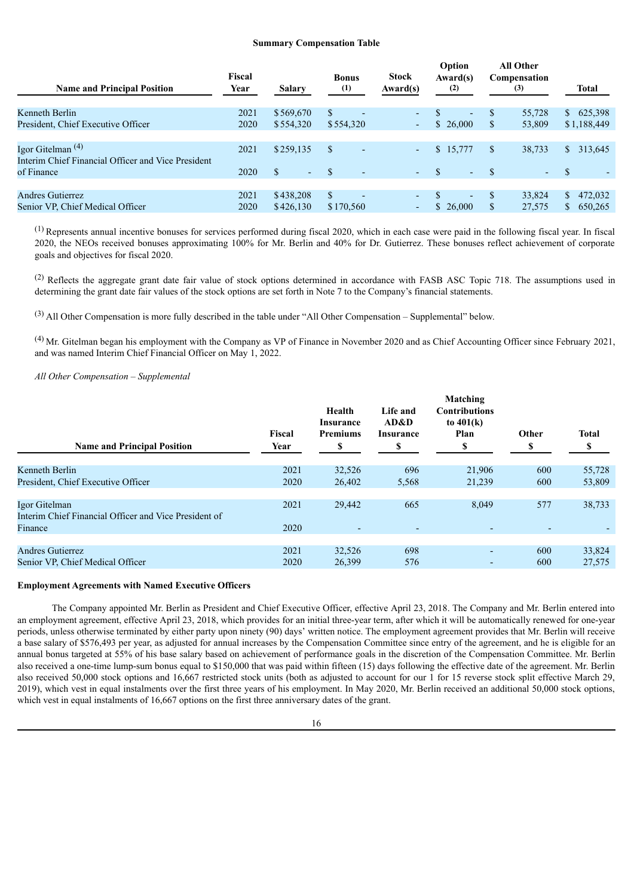**Summary Compensation Table**

| Name and Principal Position | Fiscal Year | Salary | Bonus (1) | Stock Award(s) | Option Award(s) (2) | All Other Compensation (3) | Total |
|---|---|---|---|---|---|---|---|
| Kenneth Berlin | 2021 | $569,670 | $ - | - | $ - | $ 55,728 | $ 625,398 |
| President, Chief Executive Officer | 2020 | $554,320 | $554,320 | - | $ 26,000 | $ 53,809 | $1,188,449 |
| Igor Gitelman [(4)] | 2021 | $259,135 | $ - | - | $ 15,777 | $ 38,733 | $ 313,645 |
| Interim Chief Financial Officer and Vice President of Finance | 2020 | $ - | $ - | - | $ - | $ - | $ - |
| Andres Gutierrez | 2021 | $438,208 | $ - | - | $ - | $ 33,824 | $ 472,032 |
| Senior VP, Chief Medical Officer | 2020 | $426,130 | $170,560 | - | $ 26,000 | $ 27,575 | $ 650,265 |

[(1)] Represents annual incentive bonuses for services performed during fiscal 2020, which in each case were paid in the following fiscal year. In fiscal 2020, the NEOs received bonuses approximating 100% for Mr. Berlin and 40% for Dr. Gutierrez. These bonuses reflect achievement of corporate goals and objectives for fiscal 2020.

[(2)] Reflects the aggregate grant date fair value of stock options determined in accordance with FASB ASC Topic 718. The assumptions used in determining the grant date fair values of the stock options are set forth in Note 7 to the Company's financial statements.

[(3)] All Other Compensation is more fully described in the table under "All Other Compensation – Supplemental" below.

[(4)] Mr. Gitelman began his employment with the Company as VP of Finance in November 2020 and as Chief Accounting Officer since February 2021, and was named Interim Chief Financial Officer on May 1, 2022.

*All Other Compensation – Supplemental*

| Name and Principal Position | Fiscal Year | Health Insurance Premiums $ | Life and AD&D Insurance $ | Matching Contributions to 401(k) Plan $ | Other $ | Total $ |
|---|---|---|---|---|---|---|
| Kenneth Berlin | 2021 | 32,526 | 696 | 21,906 | 600 | 55,728 |
| President, Chief Executive Officer | 2020 | 26,402 | 5,568 | 21,239 | 600 | 53,809 |
| Igor Gitelman | 2021 | 29,442 | 665 | 8,049 | 577 | 38,733 |
| Interim Chief Financial Officer and Vice President of Finance | 2020 | - | - | - | - | - |
| Andres Gutierrez | 2021 | 32,526 | 698 | - | 600 | 33,824 |
| Senior VP, Chief Medical Officer | 2020 | 26,399 | 576 | - | 600 | 27,575 |

**Employment Agreements with Named Executive Officers**

The Company appointed Mr. Berlin as President and Chief Executive Officer, effective April 23, 2018. The Company and Mr. Berlin entered into an employment agreement, effective April 23, 2018, which provides for an initial three-year term, after which it will be automatically renewed for one-year periods, unless otherwise terminated by either party upon ninety (90) days' written notice. The employment agreement provides that Mr. Berlin will receive a base salary of $576,493 per year, as adjusted for annual increases by the Compensation Committee since entry of the agreement, and he is eligible for an annual bonus targeted at 55% of his base salary based on achievement of performance goals in the discretion of the Compensation Committee. Mr. Berlin also received a one-time lump-sum bonus equal to $150,000 that was paid within fifteen (15) days following the effective date of the agreement. Mr. Berlin also received 50,000 stock options and 16,667 restricted stock units (both as adjusted to account for our 1 for 15 reverse stock split effective March 29, 2019), which vest in equal instalments over the first three years of his employment. In May 2020, Mr. Berlin received an additional 50,000 stock options, which vest in equal instalments of 16,667 options on the first three anniversary dates of the grant.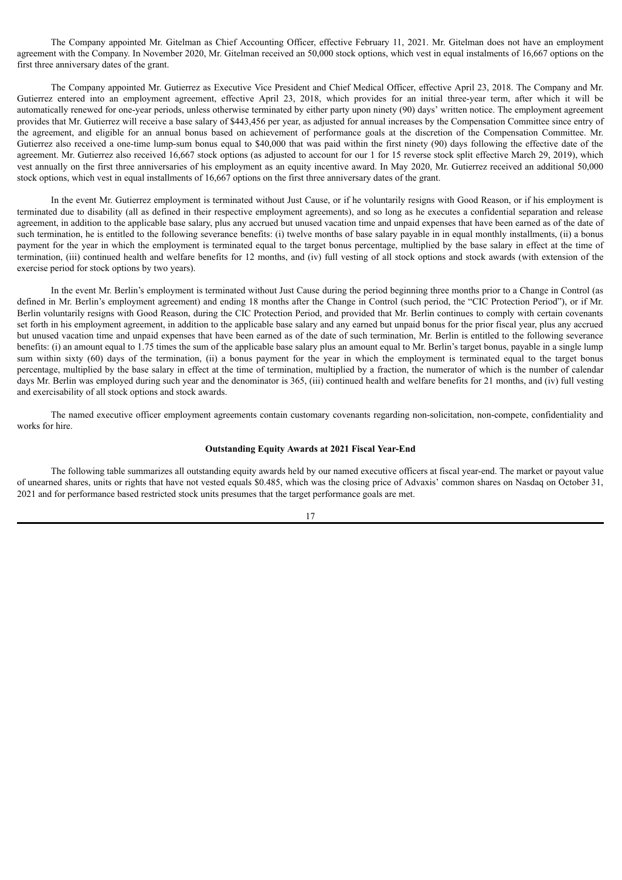The Company appointed Mr. Gitelman as Chief Accounting Officer, effective February 11, 2021. Mr. Gitelman does not have an employment agreement with the Company. In November 2020, Mr. Gitelman received an 50,000 stock options, which vest in equal instalments of 16,667 options on the first three anniversary dates of the grant.

The Company appointed Mr. Gutierrez as Executive Vice President and Chief Medical Officer, effective April 23, 2018. The Company and Mr. Gutierrez entered into an employment agreement, effective April 23, 2018, which provides for an initial three-year term, after which it will be automatically renewed for one-year periods, unless otherwise terminated by either party upon ninety (90) days' written notice. The employment agreement provides that Mr. Gutierrez will receive a base salary of $443,456 per year, as adjusted for annual increases by the Compensation Committee since entry of the agreement, and eligible for an annual bonus based on achievement of performance goals at the discretion of the Compensation Committee. Mr. Gutierrez also received a one-time lump-sum bonus equal to $40,000 that was paid within the first ninety (90) days following the effective date of the agreement. Mr. Gutierrez also received 16,667 stock options (as adjusted to account for our 1 for 15 reverse stock split effective March 29, 2019), which vest annually on the first three anniversaries of his employment as an equity incentive award. In May 2020, Mr. Gutierrez received an additional 50,000 stock options, which vest in equal installments of 16,667 options on the first three anniversary dates of the grant.

In the event Mr. Gutierrez employment is terminated without Just Cause, or if he voluntarily resigns with Good Reason, or if his employment is terminated due to disability (all as defined in their respective employment agreements), and so long as he executes a confidential separation and release agreement, in addition to the applicable base salary, plus any accrued but unused vacation time and unpaid expenses that have been earned as of the date of such termination, he is entitled to the following severance benefits: (i) twelve months of base salary payable in in equal monthly installments, (ii) a bonus payment for the year in which the employment is terminated equal to the target bonus percentage, multiplied by the base salary in effect at the time of termination, (iii) continued health and welfare benefits for 12 months, and (iv) full vesting of all stock options and stock awards (with extension of the exercise period for stock options by two years).

In the event Mr. Berlin's employment is terminated without Just Cause during the period beginning three months prior to a Change in Control (as defined in Mr. Berlin's employment agreement) and ending 18 months after the Change in Control (such period, the "CIC Protection Period"), or if Mr. Berlin voluntarily resigns with Good Reason, during the CIC Protection Period, and provided that Mr. Berlin continues to comply with certain covenants set forth in his employment agreement, in addition to the applicable base salary and any earned but unpaid bonus for the prior fiscal year, plus any accrued but unused vacation time and unpaid expenses that have been earned as of the date of such termination, Mr. Berlin is entitled to the following severance benefits: (i) an amount equal to 1.75 times the sum of the applicable base salary plus an amount equal to Mr. Berlin's target bonus, payable in a single lump sum within sixty (60) days of the termination, (ii) a bonus payment for the year in which the employment is terminated equal to the target bonus percentage, multiplied by the base salary in effect at the time of termination, multiplied by a fraction, the numerator of which is the number of calendar days Mr. Berlin was employed during such year and the denominator is 365, (iii) continued health and welfare benefits for 21 months, and (iv) full vesting and exercisability of all stock options and stock awards.

The named executive officer employment agreements contain customary covenants regarding non-solicitation, non-compete, confidentiality and works for hire.

### Outstanding Equity Awards at 2021 Fiscal Year-End

The following table summarizes all outstanding equity awards held by our named executive officers at fiscal year-end. The market or payout value of unearned shares, units or rights that have not vested equals $0.485, which was the closing price of Advaxis' common shares on Nasdaq on October 31, 2021 and for performance based restricted stock units presumes that the target performance goals are met.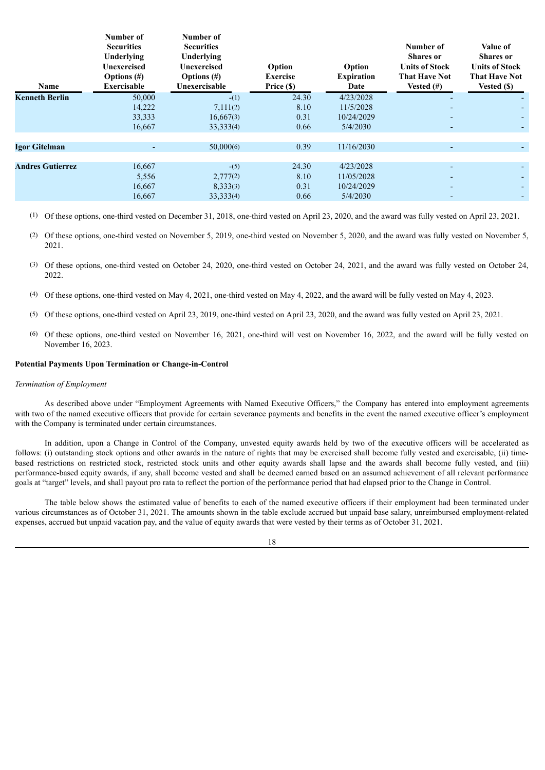| Name | Number of Securities Underlying Unexercised Options (#) Exercisable | Number of Securities Underlying Unexercised Options (#) Unexercisable | Option Exercise Price ($) | Option Expiration Date | Number of Shares or Units of Stock That Have Not Vested (#) | Value of Shares or Units of Stock That Have Not Vested ($) |
|---|---|---|---|---|---|---|
| **Kenneth Berlin** | 50,000 | -(1) | 24.30 | 4/23/2028 | - | - |
| | 14,222 | 7,111(2) | 8.10 | 11/5/2028 | - | - |
| | 33,333 | 16,667(3) | 0.31 | 10/24/2029 | - | - |
| | 16,667 | 33,333(4) | 0.66 | 5/4/2030 | - | - |
| **Igor Gitelman** | - | 50,000(6) | 0.39 | 11/16/2030 | - | - |
| **Andres Gutierrez** | 16,667 | -(5) | 24.30 | 4/23/2028 | - | - |
| | 5,556 | 2,777(2) | 8.10 | 11/05/2028 | - | - |
| | 16,667 | 8,333(3) | 0.31 | 10/24/2029 | - | - |
| | 16,667 | 33,333(4) | 0.66 | 5/4/2030 | - | - |

(1) Of these options, one-third vested on December 31, 2018, one-third vested on April 23, 2020, and the award was fully vested on April 23, 2021.

(2) Of these options, one-third vested on November 5, 2019, one-third vested on November 5, 2020, and the award was fully vested on November 5, 2021.

(3) Of these options, one-third vested on October 24, 2020, one-third vested on October 24, 2021, and the award was fully vested on October 24, 2022.

(4) Of these options, one-third vested on May 4, 2021, one-third vested on May 4, 2022, and the award will be fully vested on May 4, 2023.

(5) Of these options, one-third vested on April 23, 2019, one-third vested on April 23, 2020, and the award was fully vested on April 23, 2021.

(6) Of these options, one-third vested on November 16, 2021, one-third will vest on November 16, 2022, and the award will be fully vested on November 16, 2023.

**Potential Payments Upon Termination or Change-in-Control**

*Termination of Employment*

As described above under "Employment Agreements with Named Executive Officers," the Company has entered into employment agreements with two of the named executive officers that provide for certain severance payments and benefits in the event the named executive officer's employment with the Company is terminated under certain circumstances.

In addition, upon a Change in Control of the Company, unvested equity awards held by two of the executive officers will be accelerated as follows: (i) outstanding stock options and other awards in the nature of rights that may be exercised shall become fully vested and exercisable, (ii) time-based restrictions on restricted stock, restricted stock units and other equity awards shall lapse and the awards shall become fully vested, and (iii) performance-based equity awards, if any, shall become vested and shall be deemed earned based on an assumed achievement of all relevant performance goals at "target" levels, and shall payout pro rata to reflect the portion of the performance period that had elapsed prior to the Change in Control.

The table below shows the estimated value of benefits to each of the named executive officers if their employment had been terminated under various circumstances as of October 31, 2021. The amounts shown in the table exclude accrued but unpaid base salary, unreimbursed employment-related expenses, accrued but unpaid vacation pay, and the value of equity awards that were vested by their terms as of October 31, 2021.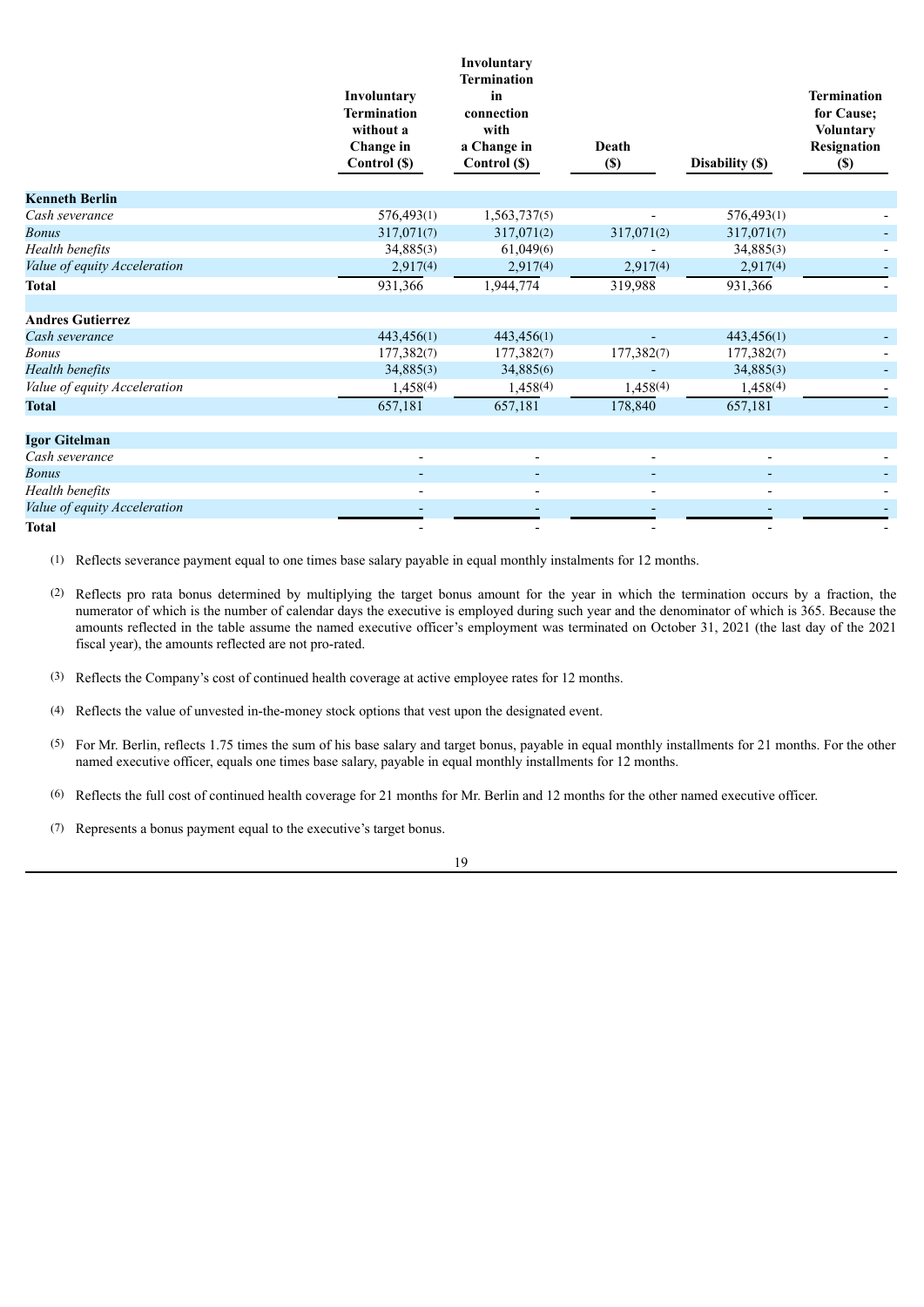| | Involuntary Termination without a Change in Control ($) | Involuntary Termination in connection with a Change in Control ($) | Death ($) | Disability ($) | Termination for Cause; Voluntary Resignation ($) |
|---|---|---|---|---|---|
| **Kenneth Berlin** | | | | | |
| *Cash severance* | 576,493(1) | 1,563,737(5) | - | 576,493(1) | - |
| *Bonus* | 317,071(7) | 317,071(2) | 317,071(2) | 317,071(7) | - |
| *Health benefits* | 34,885(3) | 61,049(6) | - | 34,885(3) | - |
| *Value of equity Acceleration* | 2,917(4) | 2,917(4) | 2,917(4) | 2,917(4) | - |
| **Total** | 931,366 | 1,944,774 | 319,988 | 931,366 | - |
| **Andres Gutierrez** | | | | | |
| *Cash severance* | 443,456(1) | 443,456(1) | - | 443,456(1) | - |
| *Bonus* | 177,382(7) | 177,382(7) | 177,382(7) | 177,382(7) | - |
| *Health benefits* | 34,885(3) | 34,885(6) | - | 34,885(3) | - |
| *Value of equity Acceleration* | 1,458(4) | 1,458(4) | 1,458(4) | 1,458(4) | - |
| **Total** | 657,181 | 657,181 | 178,840 | 657,181 | - |
| **Igor Gitelman** | | | | | |
| *Cash severance* | - | - | - | - | - |
| *Bonus* | - | - | - | - | - |
| *Health benefits* | - | - | - | - | - |
| *Value of equity Acceleration* | - | - | - | - | - |
| **Total** | - | - | - | - | - |

(1) Reflects severance payment equal to one times base salary payable in equal monthly instalments for 12 months.

(2) Reflects pro rata bonus determined by multiplying the target bonus amount for the year in which the termination occurs by a fraction, the numerator of which is the number of calendar days the executive is employed during such year and the denominator of which is 365. Because the amounts reflected in the table assume the named executive officer's employment was terminated on October 31, 2021 (the last day of the 2021 fiscal year), the amounts reflected are not pro-rated.

(3) Reflects the Company's cost of continued health coverage at active employee rates for 12 months.

(4) Reflects the value of unvested in-the-money stock options that vest upon the designated event.

(5) For Mr. Berlin, reflects 1.75 times the sum of his base salary and target bonus, payable in equal monthly installments for 21 months. For the other named executive officer, equals one times base salary, payable in equal monthly installments for 12 months.

(6) Reflects the full cost of continued health coverage for 21 months for Mr. Berlin and 12 months for the other named executive officer.

(7) Represents a bonus payment equal to the executive's target bonus.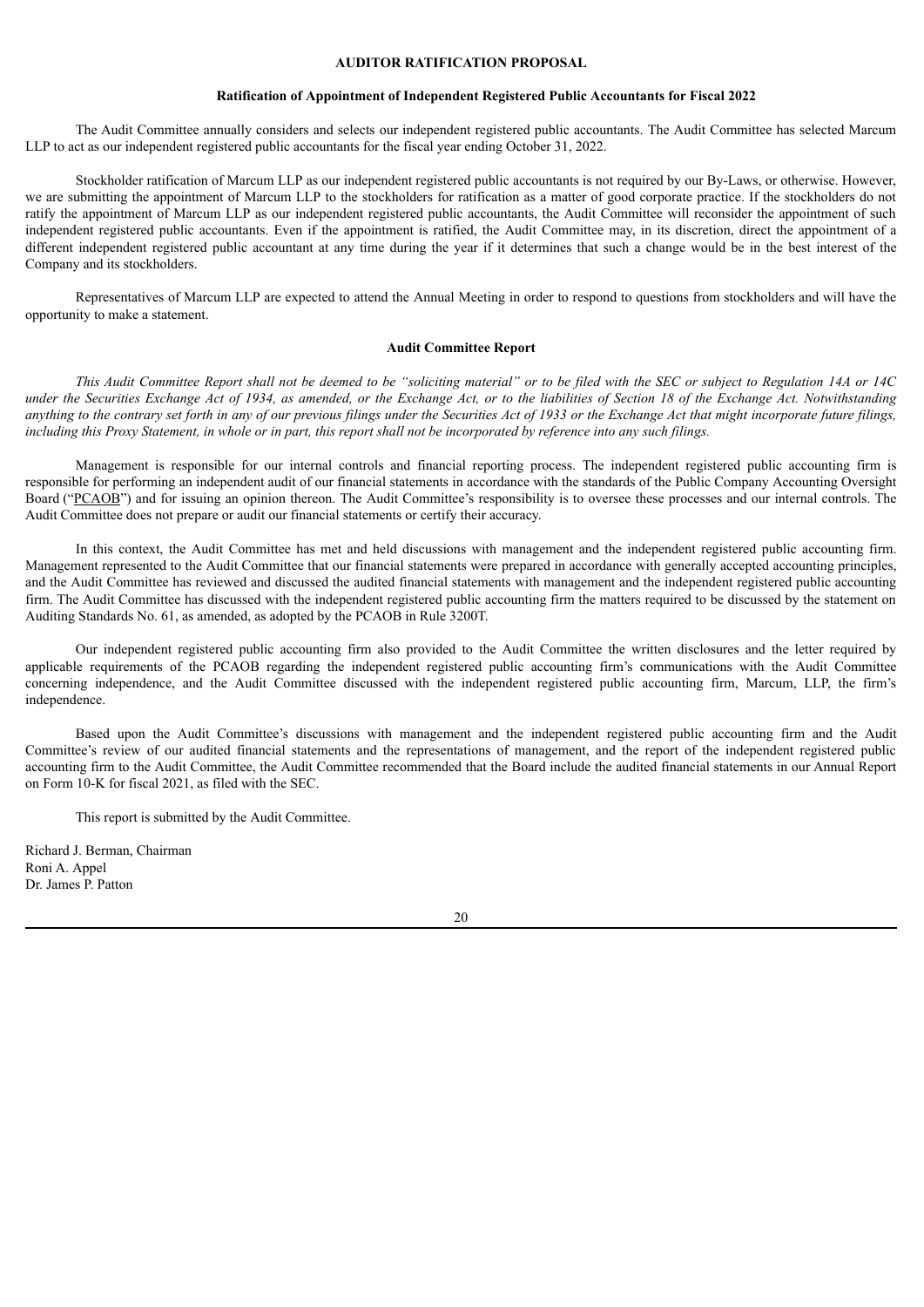## AUDITOR RATIFICATION PROPOSAL

### Ratification of Appointment of Independent Registered Public Accountants for Fiscal 2022

The Audit Committee annually considers and selects our independent registered public accountants. The Audit Committee has selected Marcum LLP to act as our independent registered public accountants for the fiscal year ending October 31, 2022.

Stockholder ratification of Marcum LLP as our independent registered public accountants is not required by our By-Laws, or otherwise. However, we are submitting the appointment of Marcum LLP to the stockholders for ratification as a matter of good corporate practice. If the stockholders do not ratify the appointment of Marcum LLP as our independent registered public accountants, the Audit Committee will reconsider the appointment of such independent registered public accountants. Even if the appointment is ratified, the Audit Committee may, in its discretion, direct the appointment of a different independent registered public accountant at any time during the year if it determines that such a change would be in the best interest of the Company and its stockholders.

Representatives of Marcum LLP are expected to attend the Annual Meeting in order to respond to questions from stockholders and will have the opportunity to make a statement.

### Audit Committee Report

*This Audit Committee Report shall not be deemed to be "soliciting material" or to be filed with the SEC or subject to Regulation 14A or 14C under the Securities Exchange Act of 1934, as amended, or the Exchange Act, or to the liabilities of Section 18 of the Exchange Act. Notwithstanding anything to the contrary set forth in any of our previous filings under the Securities Act of 1933 or the Exchange Act that might incorporate future filings, including this Proxy Statement, in whole or in part, this report shall not be incorporated by reference into any such filings.*

Management is responsible for our internal controls and financial reporting process. The independent registered public accounting firm is responsible for performing an independent audit of our financial statements in accordance with the standards of the Public Company Accounting Oversight Board ("PCAOB") and for issuing an opinion thereon. The Audit Committee's responsibility is to oversee these processes and our internal controls. The Audit Committee does not prepare or audit our financial statements or certify their accuracy.

In this context, the Audit Committee has met and held discussions with management and the independent registered public accounting firm. Management represented to the Audit Committee that our financial statements were prepared in accordance with generally accepted accounting principles, and the Audit Committee has reviewed and discussed the audited financial statements with management and the independent registered public accounting firm. The Audit Committee has discussed with the independent registered public accounting firm the matters required to be discussed by the statement on Auditing Standards No. 61, as amended, as adopted by the PCAOB in Rule 3200T.

Our independent registered public accounting firm also provided to the Audit Committee the written disclosures and the letter required by applicable requirements of the PCAOB regarding the independent registered public accounting firm's communications with the Audit Committee concerning independence, and the Audit Committee discussed with the independent registered public accounting firm, Marcum, LLP, the firm's independence.

Based upon the Audit Committee's discussions with management and the independent registered public accounting firm and the Audit Committee's review of our audited financial statements and the representations of management, and the report of the independent registered public accounting firm to the Audit Committee, the Audit Committee recommended that the Board include the audited financial statements in our Annual Report on Form 10-K for fiscal 2021, as filed with the SEC.

This report is submitted by the Audit Committee.

Richard J. Berman, Chairman
Roni A. Appel
Dr. James P. Patton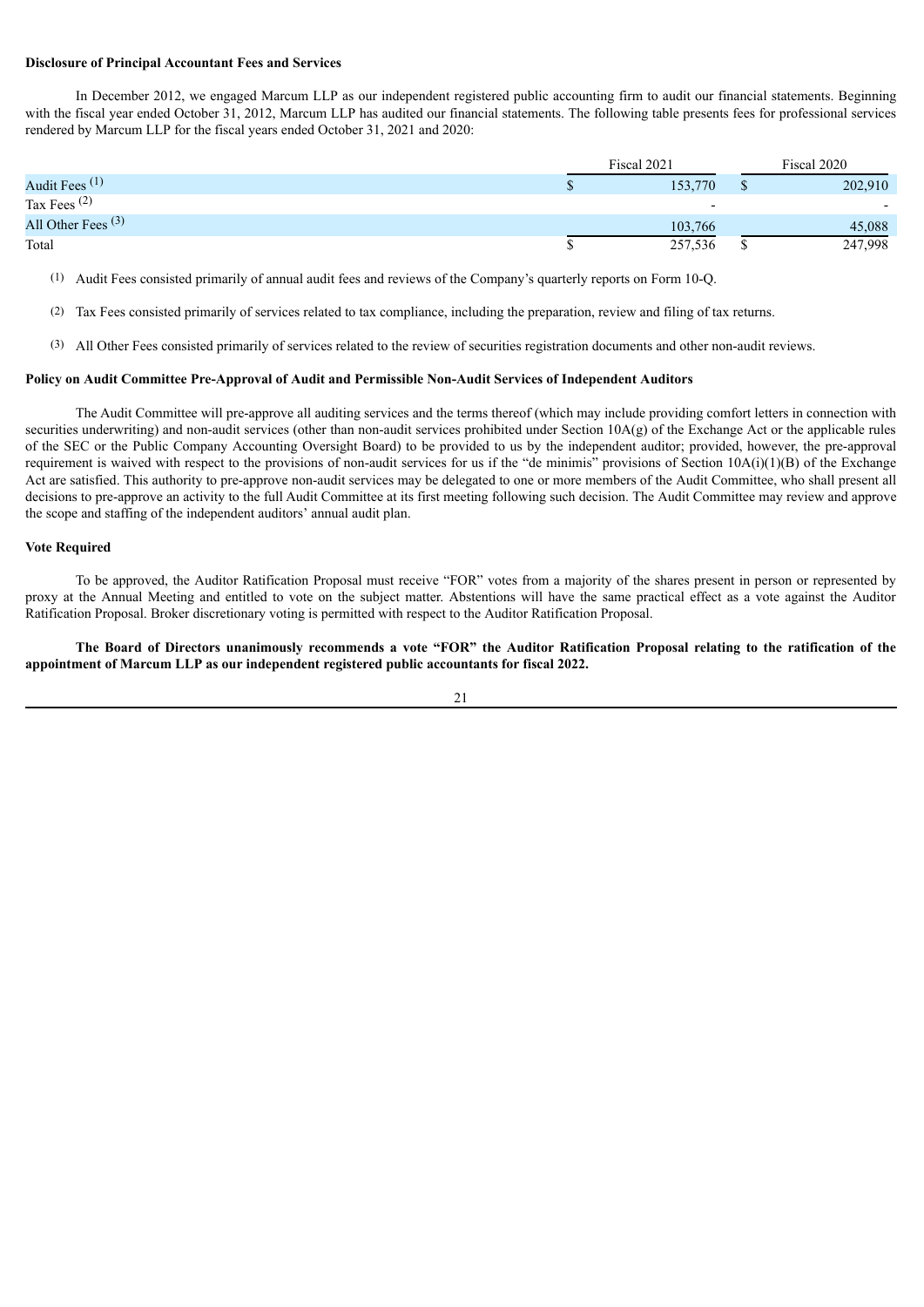**Disclosure of Principal Accountant Fees and Services**

In December 2012, we engaged Marcum LLP as our independent registered public accounting firm to audit our financial statements. Beginning with the fiscal year ended October 31, 2012, Marcum LLP has audited our financial statements. The following table presents fees for professional services rendered by Marcum LLP for the fiscal years ended October 31, 2021 and 2020:

| | Fiscal 2021 | Fiscal 2020 |
|---|---|---|
| Audit Fees (1) | $ 153,770 | $ 202,910 |
| Tax Fees (2) | - | - |
| All Other Fees (3) | 103,766 | 45,088 |
| Total | $ 257,536 | $ 247,998 |

(1) Audit Fees consisted primarily of annual audit fees and reviews of the Company's quarterly reports on Form 10-Q.

(2) Tax Fees consisted primarily of services related to tax compliance, including the preparation, review and filing of tax returns.

(3) All Other Fees consisted primarily of services related to the review of securities registration documents and other non-audit reviews.

**Policy on Audit Committee Pre-Approval of Audit and Permissible Non-Audit Services of Independent Auditors**

The Audit Committee will pre-approve all auditing services and the terms thereof (which may include providing comfort letters in connection with securities underwriting) and non-audit services (other than non-audit services prohibited under Section 10A(g) of the Exchange Act or the applicable rules of the SEC or the Public Company Accounting Oversight Board) to be provided to us by the independent auditor; provided, however, the pre-approval requirement is waived with respect to the provisions of non-audit services for us if the "de minimis" provisions of Section 10A(i)(1)(B) of the Exchange Act are satisfied. This authority to pre-approve non-audit services may be delegated to one or more members of the Audit Committee, who shall present all decisions to pre-approve an activity to the full Audit Committee at its first meeting following such decision. The Audit Committee may review and approve the scope and staffing of the independent auditors' annual audit plan.

**Vote Required**

To be approved, the Auditor Ratification Proposal must receive "FOR" votes from a majority of the shares present in person or represented by proxy at the Annual Meeting and entitled to vote on the subject matter. Abstentions will have the same practical effect as a vote against the Auditor Ratification Proposal. Broker discretionary voting is permitted with respect to the Auditor Ratification Proposal.

**The Board of Directors unanimously recommends a vote "FOR" the Auditor Ratification Proposal relating to the ratification of the appointment of Marcum LLP as our independent registered public accountants for fiscal 2022.**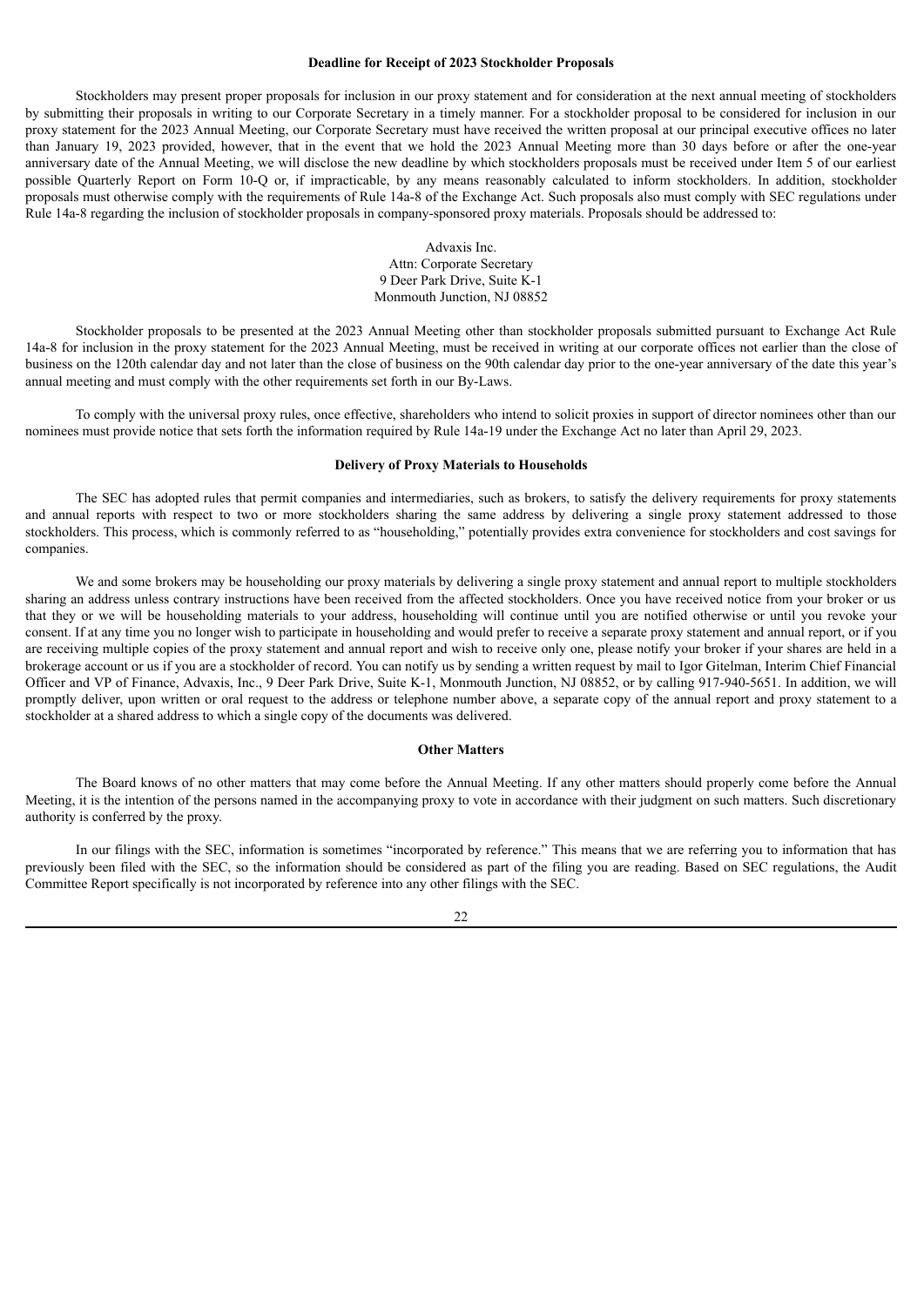### Deadline for Receipt of 2023 Stockholder Proposals

Stockholders may present proper proposals for inclusion in our proxy statement and for consideration at the next annual meeting of stockholders by submitting their proposals in writing to our Corporate Secretary in a timely manner. For a stockholder proposal to be considered for inclusion in our proxy statement for the 2023 Annual Meeting, our Corporate Secretary must have received the written proposal at our principal executive offices no later than January 19, 2023 provided, however, that in the event that we hold the 2023 Annual Meeting more than 30 days before or after the one-year anniversary date of the Annual Meeting, we will disclose the new deadline by which stockholders proposals must be received under Item 5 of our earliest possible Quarterly Report on Form 10-Q or, if impracticable, by any means reasonably calculated to inform stockholders. In addition, stockholder proposals must otherwise comply with the requirements of Rule 14a-8 of the Exchange Act. Such proposals also must comply with SEC regulations under Rule 14a-8 regarding the inclusion of stockholder proposals in company-sponsored proxy materials. Proposals should be addressed to:

Advaxis Inc.
Attn: Corporate Secretary
9 Deer Park Drive, Suite K-1
Monmouth Junction, NJ 08852

Stockholder proposals to be presented at the 2023 Annual Meeting other than stockholder proposals submitted pursuant to Exchange Act Rule 14a-8 for inclusion in the proxy statement for the 2023 Annual Meeting, must be received in writing at our corporate offices not earlier than the close of business on the 120th calendar day and not later than the close of business on the 90th calendar day prior to the one-year anniversary of the date this year's annual meeting and must comply with the other requirements set forth in our By-Laws.

To comply with the universal proxy rules, once effective, shareholders who intend to solicit proxies in support of director nominees other than our nominees must provide notice that sets forth the information required by Rule 14a-19 under the Exchange Act no later than April 29, 2023.

### Delivery of Proxy Materials to Households

The SEC has adopted rules that permit companies and intermediaries, such as brokers, to satisfy the delivery requirements for proxy statements and annual reports with respect to two or more stockholders sharing the same address by delivering a single proxy statement addressed to those stockholders. This process, which is commonly referred to as "householding," potentially provides extra convenience for stockholders and cost savings for companies.

We and some brokers may be householding our proxy materials by delivering a single proxy statement and annual report to multiple stockholders sharing an address unless contrary instructions have been received from the affected stockholders. Once you have received notice from your broker or us that they or we will be householding materials to your address, householding will continue until you are notified otherwise or until you revoke your consent. If at any time you no longer wish to participate in householding and would prefer to receive a separate proxy statement and annual report, or if you are receiving multiple copies of the proxy statement and annual report and wish to receive only one, please notify your broker if your shares are held in a brokerage account or us if you are a stockholder of record. You can notify us by sending a written request by mail to Igor Gitelman, Interim Chief Financial Officer and VP of Finance, Advaxis, Inc., 9 Deer Park Drive, Suite K-1, Monmouth Junction, NJ 08852, or by calling 917-940-5651. In addition, we will promptly deliver, upon written or oral request to the address or telephone number above, a separate copy of the annual report and proxy statement to a stockholder at a shared address to which a single copy of the documents was delivered.

### Other Matters

The Board knows of no other matters that may come before the Annual Meeting. If any other matters should properly come before the Annual Meeting, it is the intention of the persons named in the accompanying proxy to vote in accordance with their judgment on such matters. Such discretionary authority is conferred by the proxy.

In our filings with the SEC, information is sometimes "incorporated by reference." This means that we are referring you to information that has previously been filed with the SEC, so the information should be considered as part of the filing you are reading. Based on SEC regulations, the Audit Committee Report specifically is not incorporated by reference into any other filings with the SEC.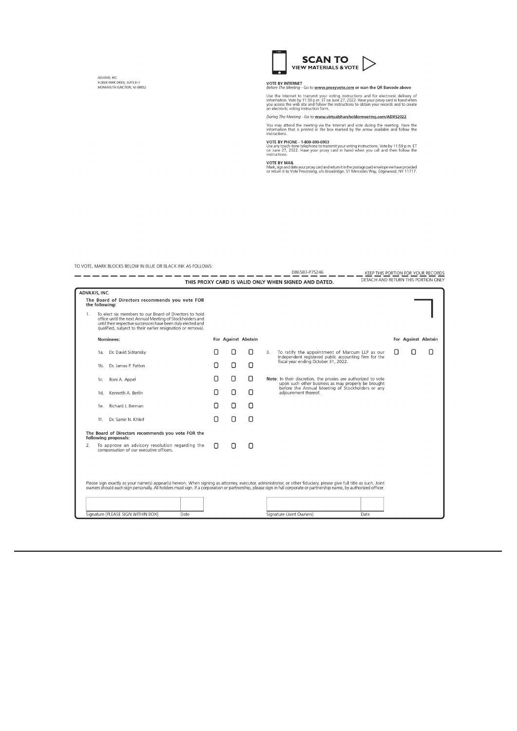ADVAXIS, INC.
9 DEER PARK DRIVE, SUITE K-1
MONMOUTH JUNCTION, NJ 08852

**SCAN TO VIEW MATERIALS & VOTE**

**VOTE BY INTERNET**
*Before The Meeting* - Go to **www.proxyvote.com or scan the QR Barcode above**

Use the Internet to transmit your voting instructions and for electronic delivery of information. Vote by 11:59 p.m. ET on June 27, 2022. Have your proxy card in hand when you access the web site and follow the instructions to obtain your records and to create an electronic voting instruction form.

*During The Meeting* - Go to **www.virtualshareholdermeeting.com/ADXS2022**

You may attend the meeting via the Internet and vote during the meeting. Have the information that is printed in the box marked by the arrow available and follow the instructions.

**VOTE BY PHONE - 1-800-690-6903**
Use any touch-tone telephone to transmit your voting instructions. Vote by 11:59 p.m. ET on June 27, 2022. Have your proxy card in hand when you call and then follow the instructions.

**VOTE BY MAIL**
Mark, sign and date your proxy card and return it in the postage paid envelope we have provided or return it to Vote Processing, c/o Broadridge, 51 Mercedes Way, Edgewood, NY 11717.

TO VOTE, MARK BLOCKS BELOW IN BLUE OR BLACK INK AS FOLLOWS:

D86583-P75246 KEEP THIS PORTION FOR YOUR RECORDS

**THIS PROXY CARD IS VALID ONLY WHEN SIGNED AND DATED.** DETACH AND RETURN THIS PORTION ONLY

**ADVAXIS, INC.**

**The Board of Directors recommends you vote FOR the following:**

1. To elect six members to our Board of Directors to hold office until the next Annual Meeting of Stockholders and until their respective successors have been duly elected and qualified, subject to their earlier resignation or removal.

| Nominees: | For | Against | Abstain |
|---|---|---|---|
| 1a. Dr. David Sidransky | ▢ | ▢ | ▢ |
| 1b. Dr. James P. Patton | ▢ | ▢ | ▢ |
| 1c. Roni A. Appel | ▢ | ▢ | ▢ |
| 1d. Kenneth A. Berlin | ▢ | ▢ | ▢ |
| 1e. Richard J. Berman | ▢ | ▢ | ▢ |
| 1f. Dr. Samir N. Khleif | ▢ | ▢ | ▢ |

**The Board of Directors recommends you vote FOR the following proposals:**

| | For | Against | Abstain |
|---|---|---|---|
| 2. To approve an advisory resolution regarding the compensation of our executive officers. | ▢ | ▢ | ▢ |
| 3. To ratify the appointment of Marcum LLP as our independent registered public accounting firm for the fiscal year ending October 31, 2022. | ▢ | ▢ | ▢ |

**Note**: In their discretion, the proxies are authorized to vote upon such other business as may properly be brought before the Annual Meeting of Stockholders or any adjournment thereof.

Please sign exactly as your name(s) appear(s) hereon. When signing as attorney, executor, administrator, or other fiduciary, please give full title as such. Joint owners should each sign personally. All holders must sign. If a corporation or partnership, please sign in full corporate or partnership name, by authorized officer.

Signature [PLEASE SIGN WITHIN BOX] Date

Signature (Joint Owners) Date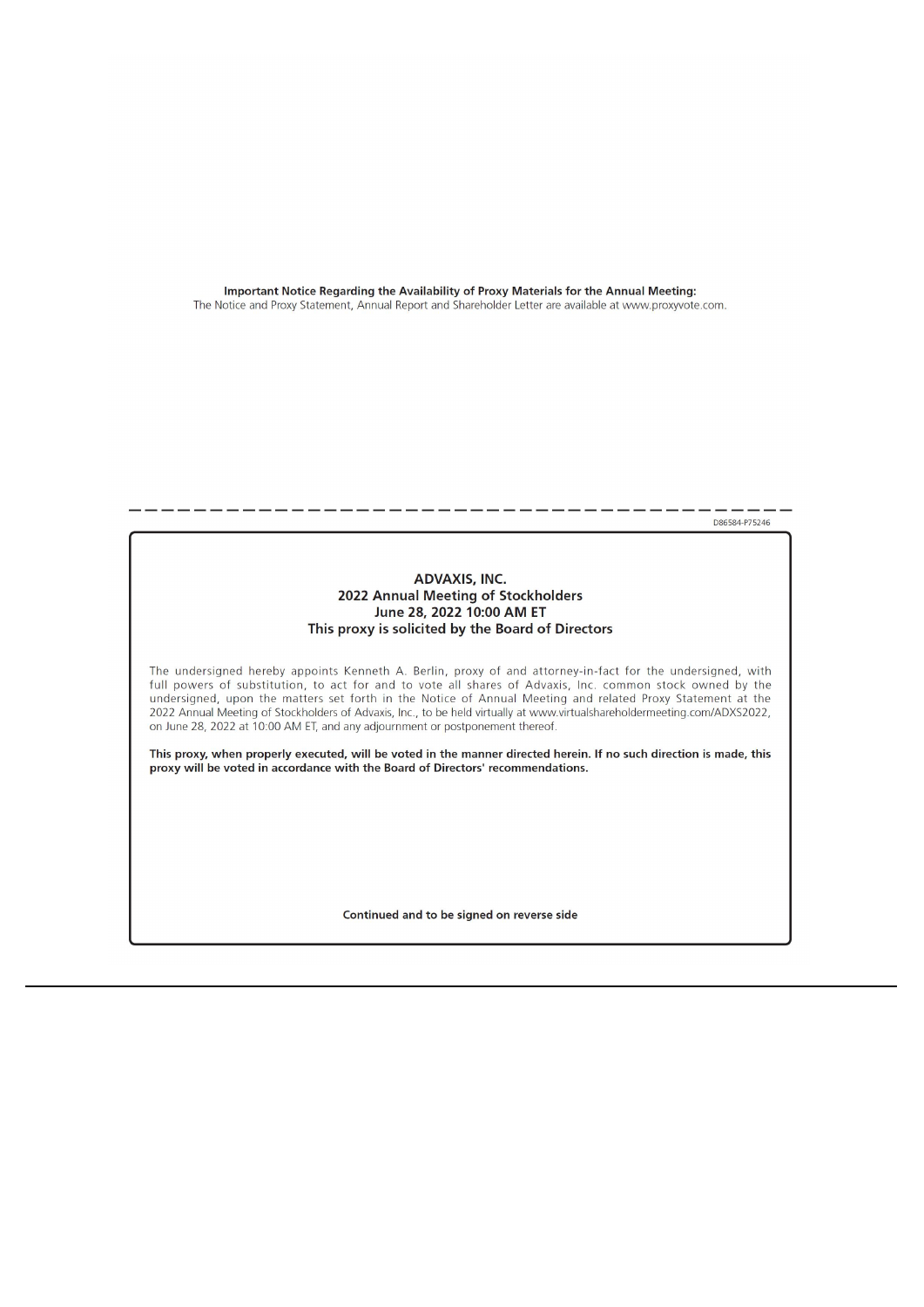**Important Notice Regarding the Availability of Proxy Materials for the Annual Meeting:**
The Notice and Proxy Statement, Annual Report and Shareholder Letter are available at www.proxyvote.com.

D86584-P75246

**ADVAXIS, INC.**
**2022 Annual Meeting of Stockholders**
**June 28, 2022 10:00 AM ET**
**This proxy is solicited by the Board of Directors**

The undersigned hereby appoints Kenneth A. Berlin, proxy of and attorney-in-fact for the undersigned, with full powers of substitution, to act for and to vote all shares of Advaxis, Inc. common stock owned by the undersigned, upon the matters set forth in the Notice of Annual Meeting and related Proxy Statement at the 2022 Annual Meeting of Stockholders of Advaxis, Inc., to be held virtually at www.virtualshareholdermeeting.com/ADXS2022, on June 28, 2022 at 10:00 AM ET, and any adjournment or postponement thereof.

**This proxy, when properly executed, will be voted in the manner directed herein. If no such direction is made, this proxy will be voted in accordance with the Board of Directors' recommendations.**

**Continued and to be signed on reverse side**